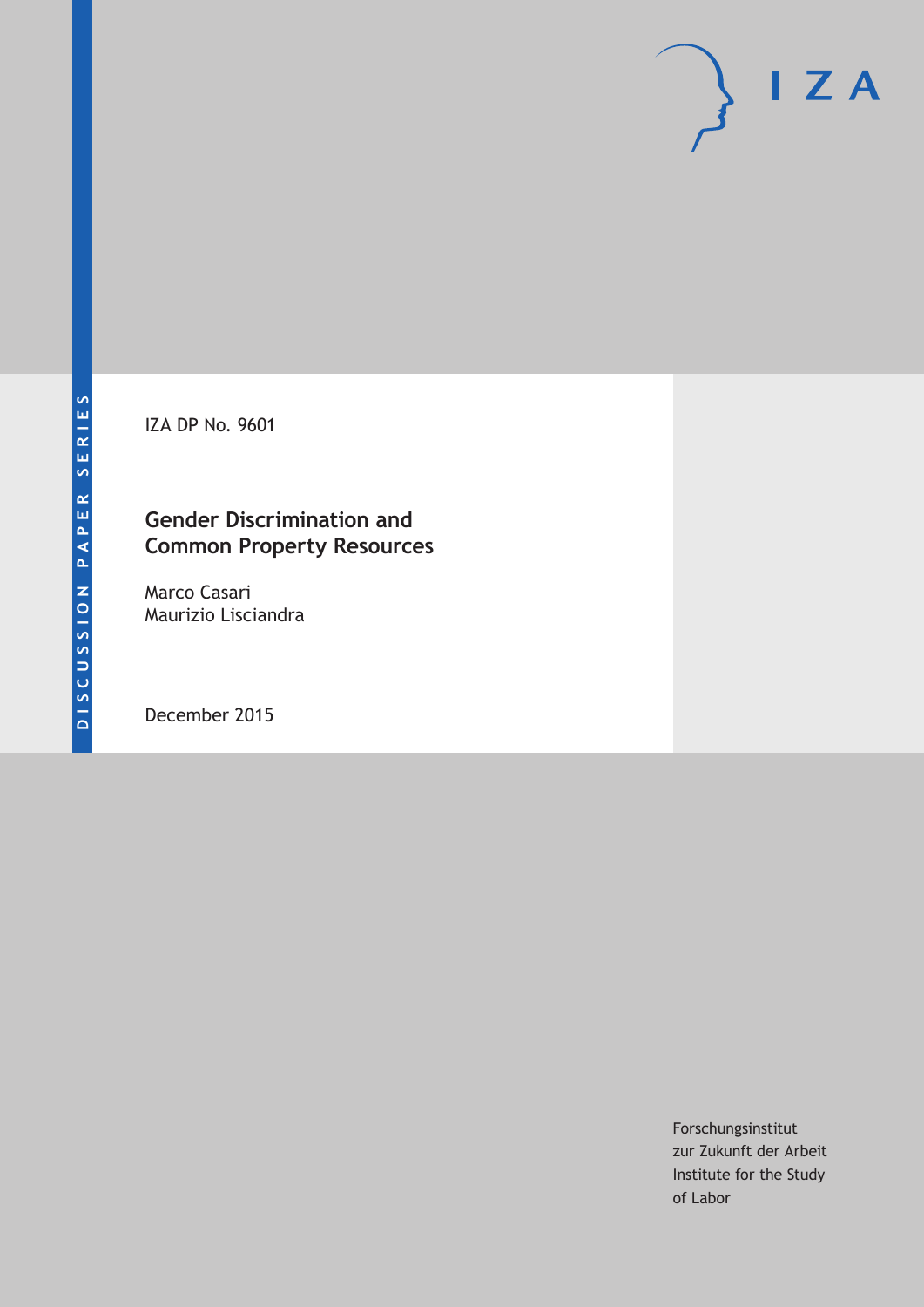DISCUSSION PAPER SERIES

IZA

IZA DP No. 9601

# Gender Discrimination and Common Property Resources

Marco Casari
Maurizio Lisciandra

December 2015

Forschungsinstitut
zur Zukunft der Arbeit
Institute for the Study
of Labor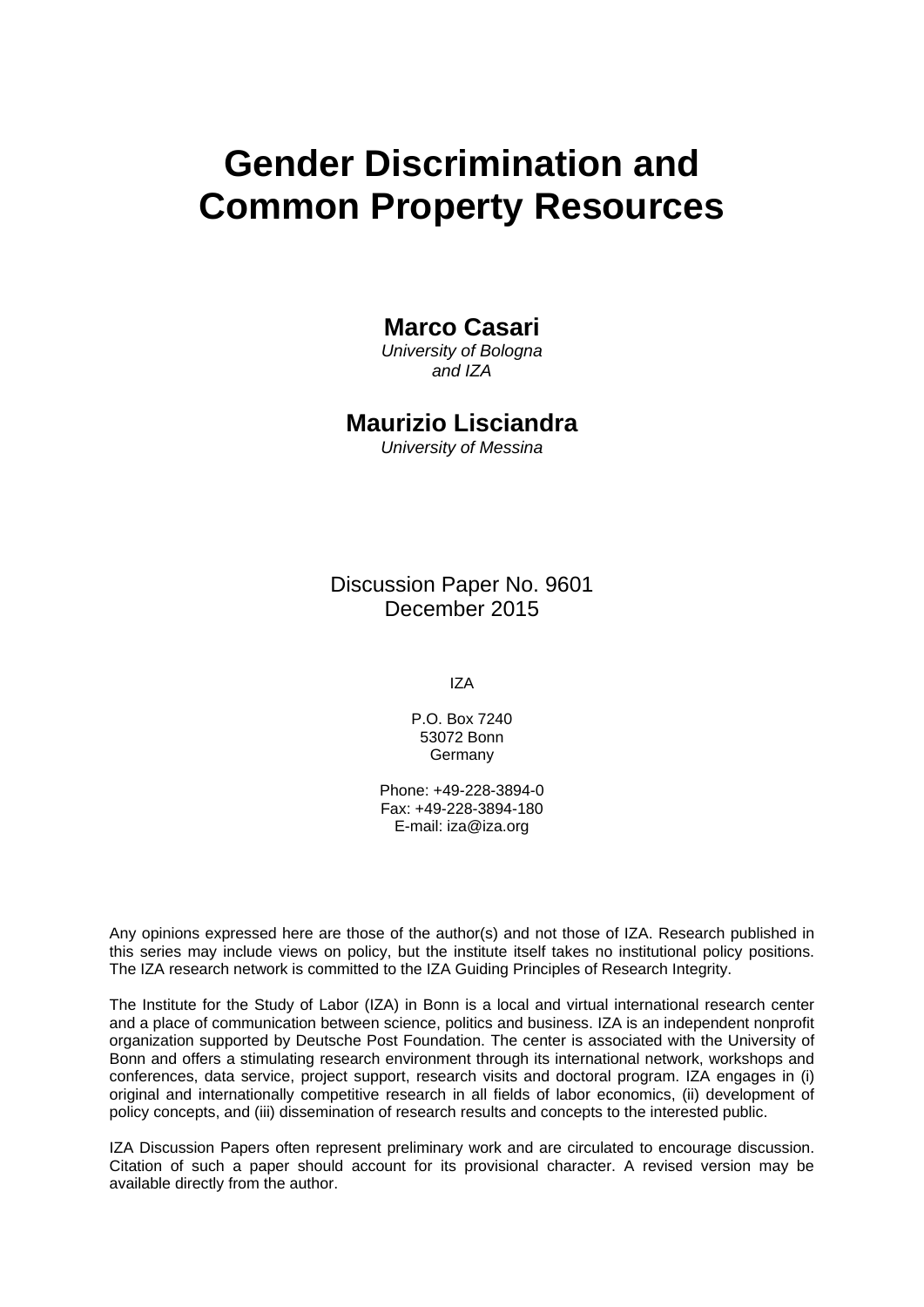# Gender Discrimination and Common Property Resources

**Marco Casari**
*University of Bologna and IZA*

**Maurizio Lisciandra**
*University of Messina*

Discussion Paper No. 9601
December 2015

IZA

P.O. Box 7240
53072 Bonn
Germany

Phone: +49-228-3894-0
Fax: +49-228-3894-180
E-mail: iza@iza.org

Any opinions expressed here are those of the author(s) and not those of IZA. Research published in this series may include views on policy, but the institute itself takes no institutional policy positions. The IZA research network is committed to the IZA Guiding Principles of Research Integrity.

The Institute for the Study of Labor (IZA) in Bonn is a local and virtual international research center and a place of communication between science, politics and business. IZA is an independent nonprofit organization supported by Deutsche Post Foundation. The center is associated with the University of Bonn and offers a stimulating research environment through its international network, workshops and conferences, data service, project support, research visits and doctoral program. IZA engages in (i) original and internationally competitive research in all fields of labor economics, (ii) development of policy concepts, and (iii) dissemination of research results and concepts to the interested public.

IZA Discussion Papers often represent preliminary work and are circulated to encourage discussion. Citation of such a paper should account for its provisional character. A revised version may be available directly from the author.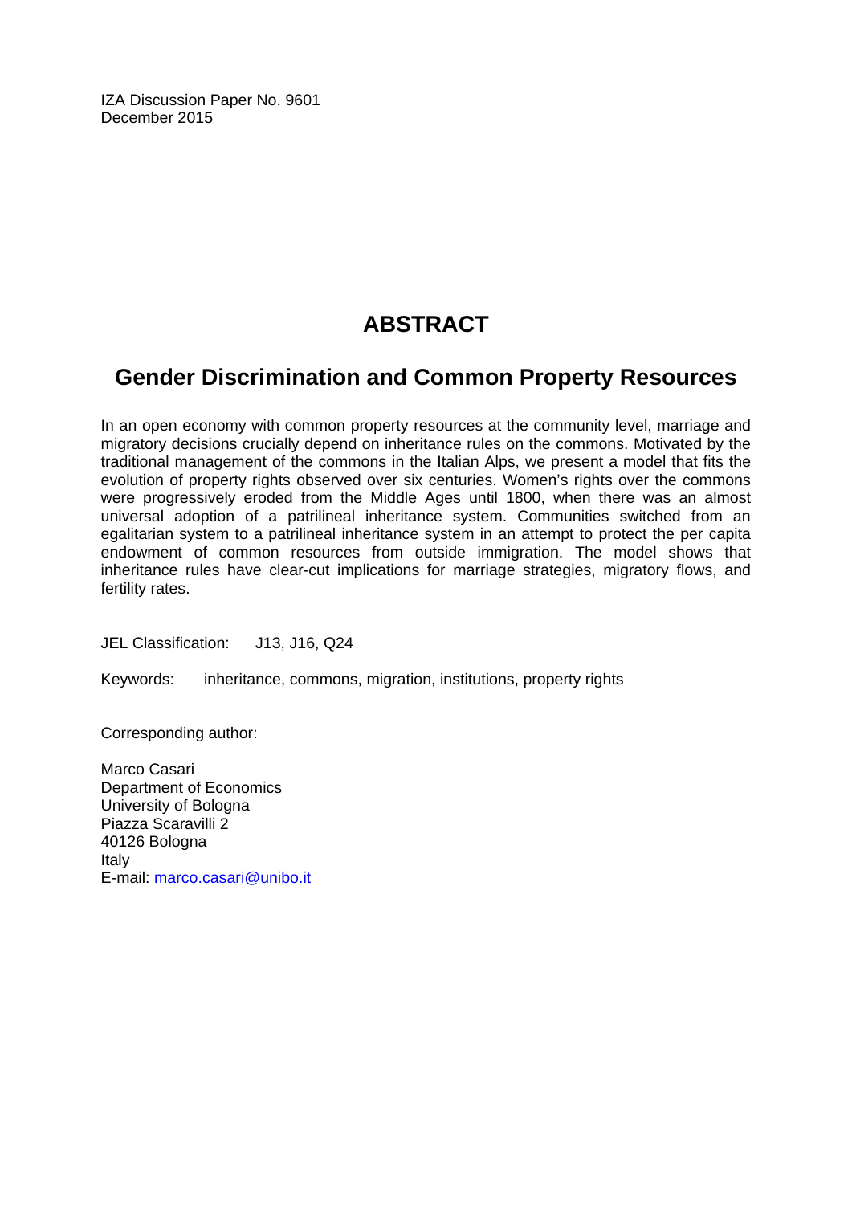IZA Discussion Paper No. 9601
December 2015

# ABSTRACT

## Gender Discrimination and Common Property Resources

In an open economy with common property resources at the community level, marriage and migratory decisions crucially depend on inheritance rules on the commons. Motivated by the traditional management of the commons in the Italian Alps, we present a model that fits the evolution of property rights observed over six centuries. Women's rights over the commons were progressively eroded from the Middle Ages until 1800, when there was an almost universal adoption of a patrilineal inheritance system. Communities switched from an egalitarian system to a patrilineal inheritance system in an attempt to protect the per capita endowment of common resources from outside immigration. The model shows that inheritance rules have clear-cut implications for marriage strategies, migratory flows, and fertility rates.

JEL Classification: J13, J16, Q24

Keywords: inheritance, commons, migration, institutions, property rights

Corresponding author:

Marco Casari
Department of Economics
University of Bologna
Piazza Scaravilli 2
40126 Bologna
Italy
E-mail: marco.casari@unibo.it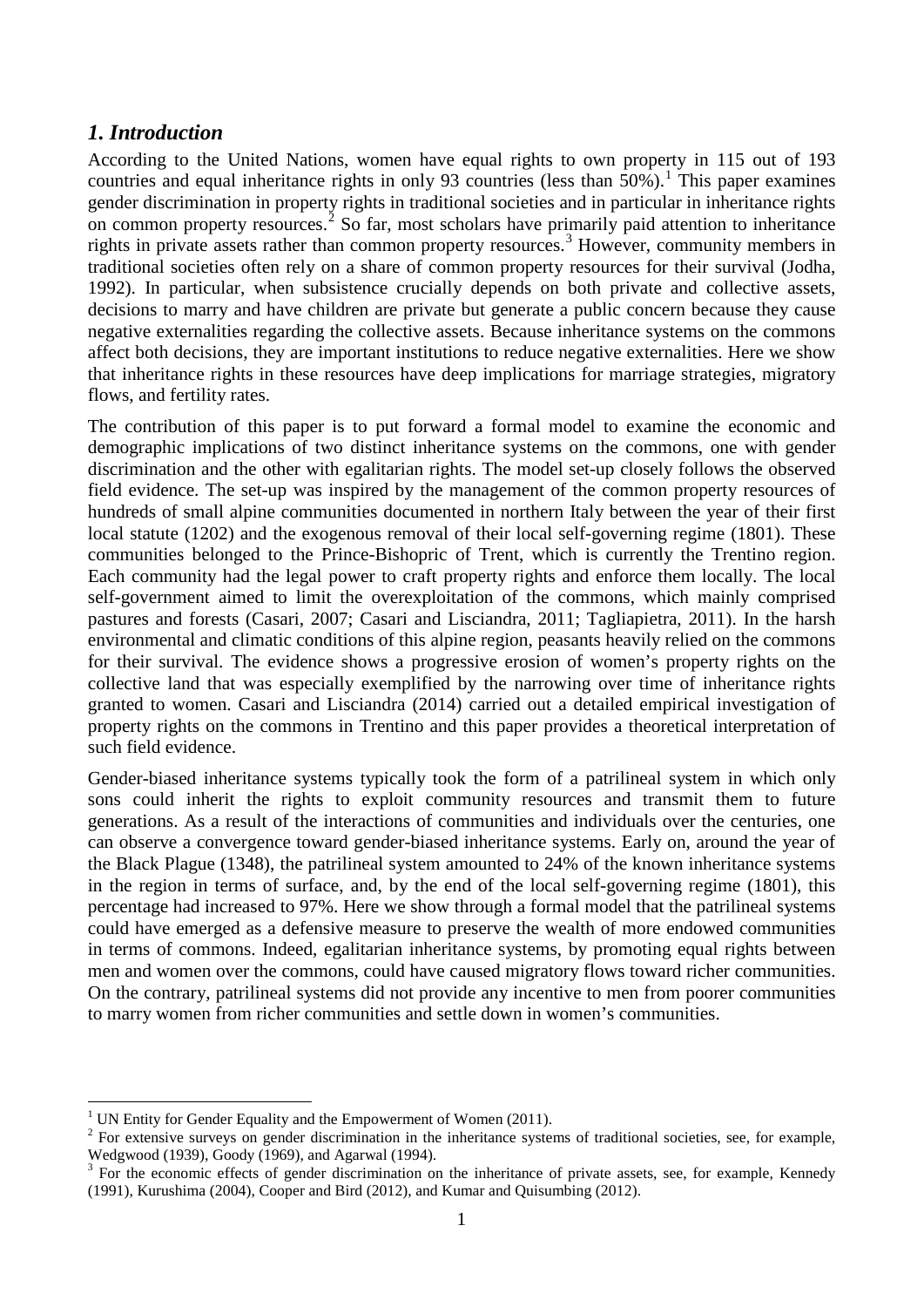## *1. Introduction*

According to the United Nations, women have equal rights to own property in 115 out of 193 countries and equal inheritance rights in only 93 countries (less than 50%).[1] This paper examines gender discrimination in property rights in traditional societies and in particular in inheritance rights on common property resources.[2] So far, most scholars have primarily paid attention to inheritance rights in private assets rather than common property resources.[3] However, community members in traditional societies often rely on a share of common property resources for their survival (Jodha, 1992). In particular, when subsistence crucially depends on both private and collective assets, decisions to marry and have children are private but generate a public concern because they cause negative externalities regarding the collective assets. Because inheritance systems on the commons affect both decisions, they are important institutions to reduce negative externalities. Here we show that inheritance rights in these resources have deep implications for marriage strategies, migratory flows, and fertility rates.

The contribution of this paper is to put forward a formal model to examine the economic and demographic implications of two distinct inheritance systems on the commons, one with gender discrimination and the other with egalitarian rights. The model set-up closely follows the observed field evidence. The set-up was inspired by the management of the common property resources of hundreds of small alpine communities documented in northern Italy between the year of their first local statute (1202) and the exogenous removal of their local self-governing regime (1801). These communities belonged to the Prince-Bishopric of Trent, which is currently the Trentino region. Each community had the legal power to craft property rights and enforce them locally. The local self-government aimed to limit the overexploitation of the commons, which mainly comprised pastures and forests (Casari, 2007; Casari and Lisciandra, 2011; Tagliapietra, 2011). In the harsh environmental and climatic conditions of this alpine region, peasants heavily relied on the commons for their survival. The evidence shows a progressive erosion of women's property rights on the collective land that was especially exemplified by the narrowing over time of inheritance rights granted to women. Casari and Lisciandra (2014) carried out a detailed empirical investigation of property rights on the commons in Trentino and this paper provides a theoretical interpretation of such field evidence.

Gender-biased inheritance systems typically took the form of a patrilineal system in which only sons could inherit the rights to exploit community resources and transmit them to future generations. As a result of the interactions of communities and individuals over the centuries, one can observe a convergence toward gender-biased inheritance systems. Early on, around the year of the Black Plague (1348), the patrilineal system amounted to 24% of the known inheritance systems in the region in terms of surface, and, by the end of the local self-governing regime (1801), this percentage had increased to 97%. Here we show through a formal model that the patrilineal systems could have emerged as a defensive measure to preserve the wealth of more endowed communities in terms of commons. Indeed, egalitarian inheritance systems, by promoting equal rights between men and women over the commons, could have caused migratory flows toward richer communities. On the contrary, patrilineal systems did not provide any incentive to men from poorer communities to marry women from richer communities and settle down in women's communities.

---

[1] UN Entity for Gender Equality and the Empowerment of Women (2011).

[2] For extensive surveys on gender discrimination in the inheritance systems of traditional societies, see, for example, Wedgwood (1939), Goody (1969), and Agarwal (1994).

[3] For the economic effects of gender discrimination on the inheritance of private assets, see, for example, Kennedy (1991), Kurushima (2004), Cooper and Bird (2012), and Kumar and Quisumbing (2012).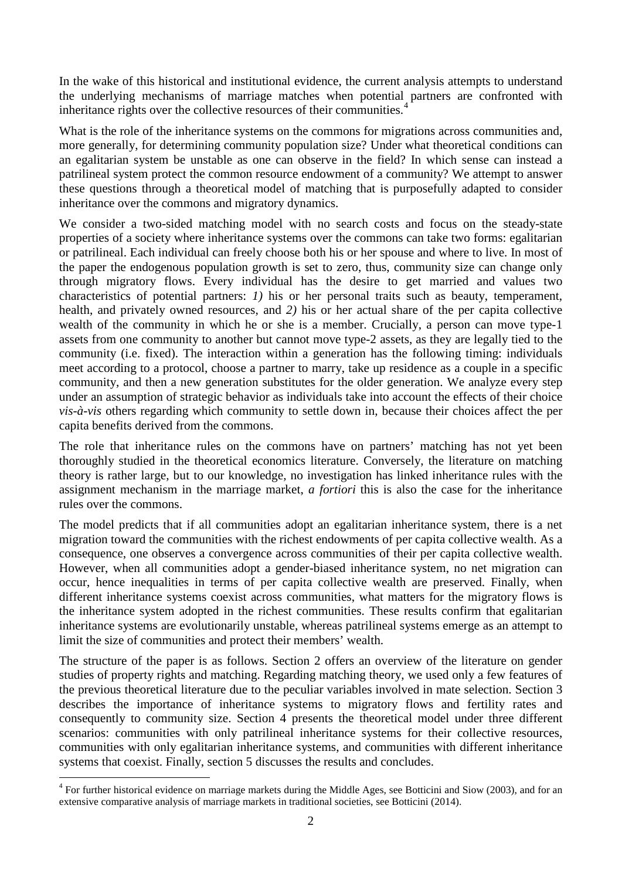In the wake of this historical and institutional evidence, the current analysis attempts to understand the underlying mechanisms of marriage matches when potential partners are confronted with inheritance rights over the collective resources of their communities.[4]

What is the role of the inheritance systems on the commons for migrations across communities and, more generally, for determining community population size? Under what theoretical conditions can an egalitarian system be unstable as one can observe in the field? In which sense can instead a patrilineal system protect the common resource endowment of a community? We attempt to answer these questions through a theoretical model of matching that is purposefully adapted to consider inheritance over the commons and migratory dynamics.

We consider a two-sided matching model with no search costs and focus on the steady-state properties of a society where inheritance systems over the commons can take two forms: egalitarian or patrilineal. Each individual can freely choose both his or her spouse and where to live. In most of the paper the endogenous population growth is set to zero, thus, community size can change only through migratory flows. Every individual has the desire to get married and values two characteristics of potential partners: *1)* his or her personal traits such as beauty, temperament, health, and privately owned resources, and *2)* his or her actual share of the per capita collective wealth of the community in which he or she is a member. Crucially, a person can move type-1 assets from one community to another but cannot move type-2 assets, as they are legally tied to the community (i.e. fixed). The interaction within a generation has the following timing: individuals meet according to a protocol, choose a partner to marry, take up residence as a couple in a specific community, and then a new generation substitutes for the older generation. We analyze every step under an assumption of strategic behavior as individuals take into account the effects of their choice *vis-à-vis* others regarding which community to settle down in, because their choices affect the per capita benefits derived from the commons.

The role that inheritance rules on the commons have on partners' matching has not yet been thoroughly studied in the theoretical economics literature. Conversely, the literature on matching theory is rather large, but to our knowledge, no investigation has linked inheritance rules with the assignment mechanism in the marriage market, *a fortiori* this is also the case for the inheritance rules over the commons.

The model predicts that if all communities adopt an egalitarian inheritance system, there is a net migration toward the communities with the richest endowments of per capita collective wealth. As a consequence, one observes a convergence across communities of their per capita collective wealth. However, when all communities adopt a gender-biased inheritance system, no net migration can occur, hence inequalities in terms of per capita collective wealth are preserved. Finally, when different inheritance systems coexist across communities, what matters for the migratory flows is the inheritance system adopted in the richest communities. These results confirm that egalitarian inheritance systems are evolutionarily unstable, whereas patrilineal systems emerge as an attempt to limit the size of communities and protect their members' wealth.

The structure of the paper is as follows. Section 2 offers an overview of the literature on gender studies of property rights and matching. Regarding matching theory, we used only a few features of the previous theoretical literature due to the peculiar variables involved in mate selection. Section 3 describes the importance of inheritance systems to migratory flows and fertility rates and consequently to community size. Section 4 presents the theoretical model under three different scenarios: communities with only patrilineal inheritance systems for their collective resources, communities with only egalitarian inheritance systems, and communities with different inheritance systems that coexist. Finally, section 5 discusses the results and concludes.

---

[4] For further historical evidence on marriage markets during the Middle Ages, see Botticini and Siow (2003), and for an extensive comparative analysis of marriage markets in traditional societies, see Botticini (2014).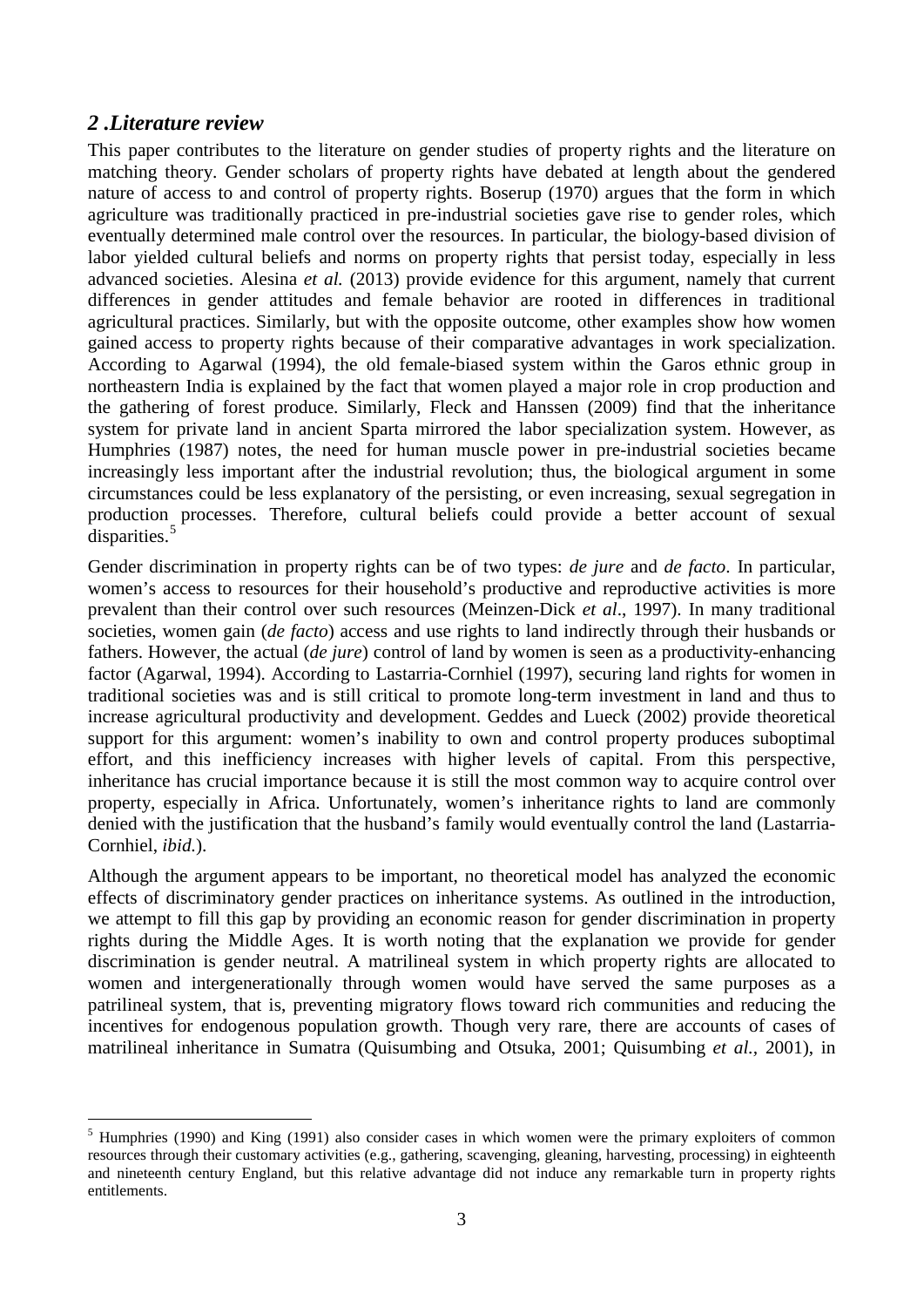## 2 .Literature review

This paper contributes to the literature on gender studies of property rights and the literature on matching theory. Gender scholars of property rights have debated at length about the gendered nature of access to and control of property rights. Boserup (1970) argues that the form in which agriculture was traditionally practiced in pre-industrial societies gave rise to gender roles, which eventually determined male control over the resources. In particular, the biology-based division of labor yielded cultural beliefs and norms on property rights that persist today, especially in less advanced societies. Alesina *et al.* (2013) provide evidence for this argument, namely that current differences in gender attitudes and female behavior are rooted in differences in traditional agricultural practices. Similarly, but with the opposite outcome, other examples show how women gained access to property rights because of their comparative advantages in work specialization. According to Agarwal (1994), the old female-biased system within the Garos ethnic group in northeastern India is explained by the fact that women played a major role in crop production and the gathering of forest produce. Similarly, Fleck and Hanssen (2009) find that the inheritance system for private land in ancient Sparta mirrored the labor specialization system. However, as Humphries (1987) notes, the need for human muscle power in pre-industrial societies became increasingly less important after the industrial revolution; thus, the biological argument in some circumstances could be less explanatory of the persisting, or even increasing, sexual segregation in production processes. Therefore, cultural beliefs could provide a better account of sexual disparities.[5]

Gender discrimination in property rights can be of two types: *de jure* and *de facto*. In particular, women's access to resources for their household's productive and reproductive activities is more prevalent than their control over such resources (Meinzen-Dick *et al*., 1997). In many traditional societies, women gain (*de facto*) access and use rights to land indirectly through their husbands or fathers. However, the actual (*de jure*) control of land by women is seen as a productivity-enhancing factor (Agarwal, 1994). According to Lastarria-Cornhiel (1997), securing land rights for women in traditional societies was and is still critical to promote long-term investment in land and thus to increase agricultural productivity and development. Geddes and Lueck (2002) provide theoretical support for this argument: women's inability to own and control property produces suboptimal effort, and this inefficiency increases with higher levels of capital. From this perspective, inheritance has crucial importance because it is still the most common way to acquire control over property, especially in Africa. Unfortunately, women's inheritance rights to land are commonly denied with the justification that the husband's family would eventually control the land (Lastarria-Cornhiel, *ibid.*).

Although the argument appears to be important, no theoretical model has analyzed the economic effects of discriminatory gender practices on inheritance systems. As outlined in the introduction, we attempt to fill this gap by providing an economic reason for gender discrimination in property rights during the Middle Ages. It is worth noting that the explanation we provide for gender discrimination is gender neutral. A matrilineal system in which property rights are allocated to women and intergenerationally through women would have served the same purposes as a patrilineal system, that is, preventing migratory flows toward rich communities and reducing the incentives for endogenous population growth. Though very rare, there are accounts of cases of matrilineal inheritance in Sumatra (Quisumbing and Otsuka, 2001; Quisumbing *et al.*, 2001), in

---

[5] Humphries (1990) and King (1991) also consider cases in which women were the primary exploiters of common resources through their customary activities (e.g., gathering, scavenging, gleaning, harvesting, processing) in eighteenth and nineteenth century England, but this relative advantage did not induce any remarkable turn in property rights entitlements.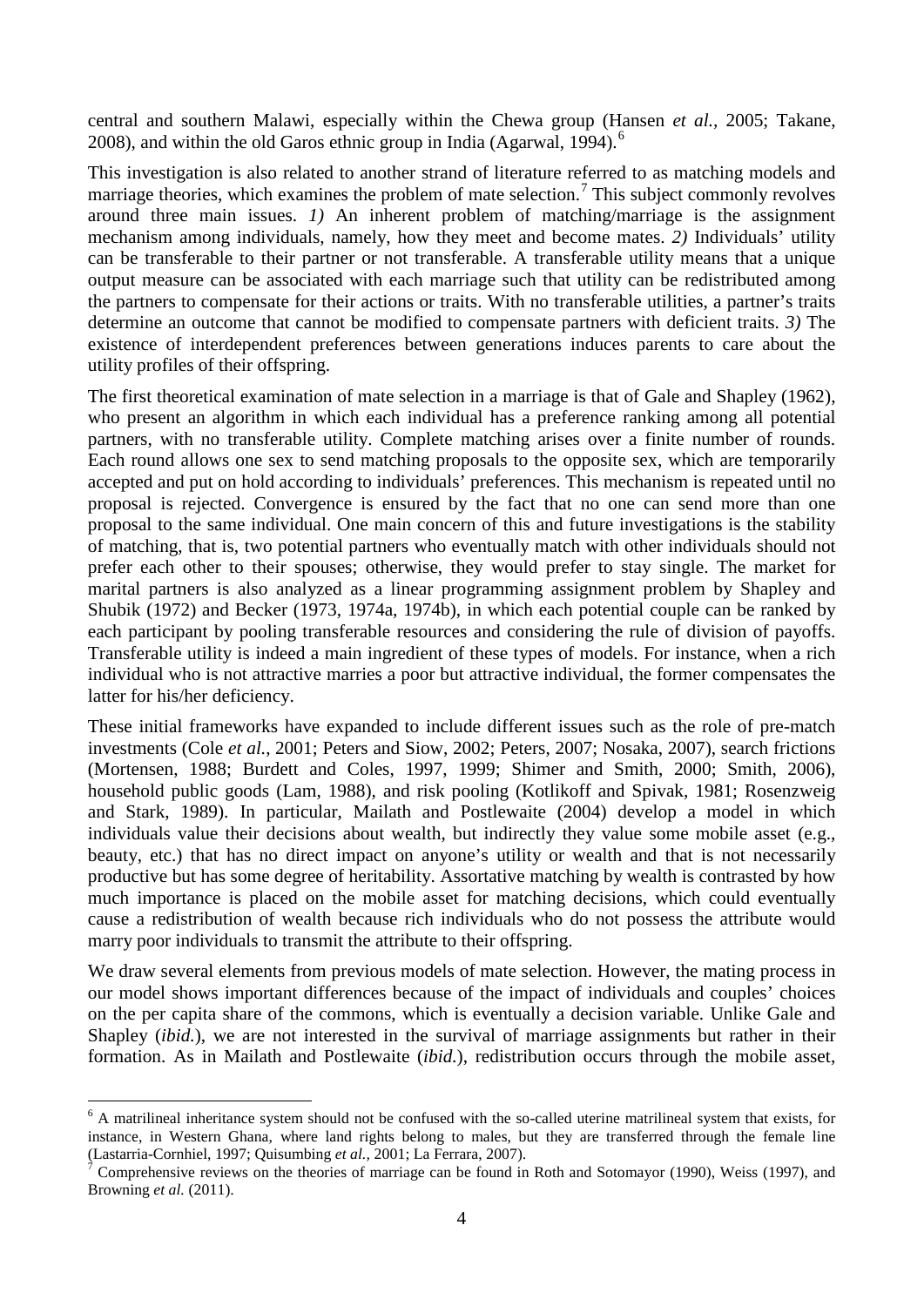central and southern Malawi, especially within the Chewa group (Hansen *et al.*, 2005; Takane, 2008), and within the old Garos ethnic group in India (Agarwal, 1994).[6]

This investigation is also related to another strand of literature referred to as matching models and marriage theories, which examines the problem of mate selection.[7] This subject commonly revolves around three main issues. *1)* An inherent problem of matching/marriage is the assignment mechanism among individuals, namely, how they meet and become mates. *2)* Individuals' utility can be transferable to their partner or not transferable. A transferable utility means that a unique output measure can be associated with each marriage such that utility can be redistributed among the partners to compensate for their actions or traits. With no transferable utilities, a partner's traits determine an outcome that cannot be modified to compensate partners with deficient traits. *3)* The existence of interdependent preferences between generations induces parents to care about the utility profiles of their offspring.

The first theoretical examination of mate selection in a marriage is that of Gale and Shapley (1962), who present an algorithm in which each individual has a preference ranking among all potential partners, with no transferable utility. Complete matching arises over a finite number of rounds. Each round allows one sex to send matching proposals to the opposite sex, which are temporarily accepted and put on hold according to individuals' preferences. This mechanism is repeated until no proposal is rejected. Convergence is ensured by the fact that no one can send more than one proposal to the same individual. One main concern of this and future investigations is the stability of matching, that is, two potential partners who eventually match with other individuals should not prefer each other to their spouses; otherwise, they would prefer to stay single. The market for marital partners is also analyzed as a linear programming assignment problem by Shapley and Shubik (1972) and Becker (1973, 1974a, 1974b), in which each potential couple can be ranked by each participant by pooling transferable resources and considering the rule of division of payoffs. Transferable utility is indeed a main ingredient of these types of models. For instance, when a rich individual who is not attractive marries a poor but attractive individual, the former compensates the latter for his/her deficiency.

These initial frameworks have expanded to include different issues such as the role of pre-match investments (Cole *et al.*, 2001; Peters and Siow, 2002; Peters, 2007; Nosaka, 2007), search frictions (Mortensen, 1988; Burdett and Coles, 1997, 1999; Shimer and Smith, 2000; Smith, 2006), household public goods (Lam, 1988), and risk pooling (Kotlikoff and Spivak, 1981; Rosenzweig and Stark, 1989). In particular, Mailath and Postlewaite (2004) develop a model in which individuals value their decisions about wealth, but indirectly they value some mobile asset (e.g., beauty, etc.) that has no direct impact on anyone's utility or wealth and that is not necessarily productive but has some degree of heritability. Assortative matching by wealth is contrasted by how much importance is placed on the mobile asset for matching decisions, which could eventually cause a redistribution of wealth because rich individuals who do not possess the attribute would marry poor individuals to transmit the attribute to their offspring.

We draw several elements from previous models of mate selection. However, the mating process in our model shows important differences because of the impact of individuals and couples' choices on the per capita share of the commons, which is eventually a decision variable. Unlike Gale and Shapley (*ibid.*), we are not interested in the survival of marriage assignments but rather in their formation. As in Mailath and Postlewaite (*ibid.*), redistribution occurs through the mobile asset,

---

[6] A matrilineal inheritance system should not be confused with the so-called uterine matrilineal system that exists, for instance, in Western Ghana, where land rights belong to males, but they are transferred through the female line (Lastarria-Cornhiel, 1997; Quisumbing *et al.*, 2001; La Ferrara, 2007).

[7] Comprehensive reviews on the theories of marriage can be found in Roth and Sotomayor (1990), Weiss (1997), and Browning *et al.* (2011).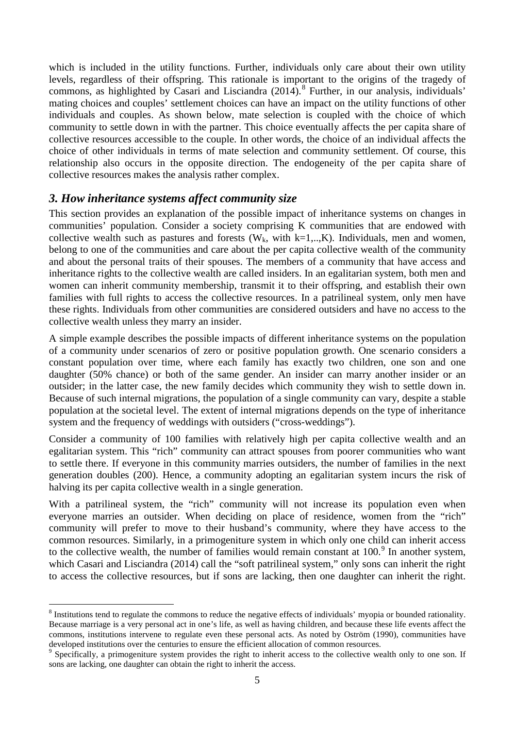which is included in the utility functions. Further, individuals only care about their own utility levels, regardless of their offspring. This rationale is important to the origins of the tragedy of commons, as highlighted by Casari and Lisciandra (2014).[8] Further, in our analysis, individuals' mating choices and couples' settlement choices can have an impact on the utility functions of other individuals and couples. As shown below, mate selection is coupled with the choice of which community to settle down in with the partner. This choice eventually affects the per capita share of collective resources accessible to the couple. In other words, the choice of an individual affects the choice of other individuals in terms of mate selection and community settlement. Of course, this relationship also occurs in the opposite direction. The endogeneity of the per capita share of collective resources makes the analysis rather complex.

## *3. How inheritance systems affect community size*

This section provides an explanation of the possible impact of inheritance systems on changes in communities' population. Consider a society comprising K communities that are endowed with collective wealth such as pastures and forests ($W_k$, with k=1,..,K). Individuals, men and women, belong to one of the communities and care about the per capita collective wealth of the community and about the personal traits of their spouses. The members of a community that have access and inheritance rights to the collective wealth are called insiders. In an egalitarian system, both men and women can inherit community membership, transmit it to their offspring, and establish their own families with full rights to access the collective resources. In a patrilineal system, only men have these rights. Individuals from other communities are considered outsiders and have no access to the collective wealth unless they marry an insider.

A simple example describes the possible impacts of different inheritance systems on the population of a community under scenarios of zero or positive population growth. One scenario considers a constant population over time, where each family has exactly two children, one son and one daughter (50% chance) or both of the same gender. An insider can marry another insider or an outsider; in the latter case, the new family decides which community they wish to settle down in. Because of such internal migrations, the population of a single community can vary, despite a stable population at the societal level. The extent of internal migrations depends on the type of inheritance system and the frequency of weddings with outsiders ("cross-weddings").

Consider a community of 100 families with relatively high per capita collective wealth and an egalitarian system. This "rich" community can attract spouses from poorer communities who want to settle there. If everyone in this community marries outsiders, the number of families in the next generation doubles (200). Hence, a community adopting an egalitarian system incurs the risk of halving its per capita collective wealth in a single generation.

With a patrilineal system, the "rich" community will not increase its population even when everyone marries an outsider. When deciding on place of residence, women from the "rich" community will prefer to move to their husband's community, where they have access to the common resources. Similarly, in a primogeniture system in which only one child can inherit access to the collective wealth, the number of families would remain constant at 100.[9] In another system, which Casari and Lisciandra (2014) call the "soft patrilineal system," only sons can inherit the right to access the collective resources, but if sons are lacking, then one daughter can inherit the right.

---

[8] Institutions tend to regulate the commons to reduce the negative effects of individuals' myopia or bounded rationality. Because marriage is a very personal act in one's life, as well as having children, and because these life events affect the commons, institutions intervene to regulate even these personal acts. As noted by Oström (1990), communities have developed institutions over the centuries to ensure the efficient allocation of common resources.

[9] Specifically, a primogeniture system provides the right to inherit access to the collective wealth only to one son. If sons are lacking, one daughter can obtain the right to inherit the access.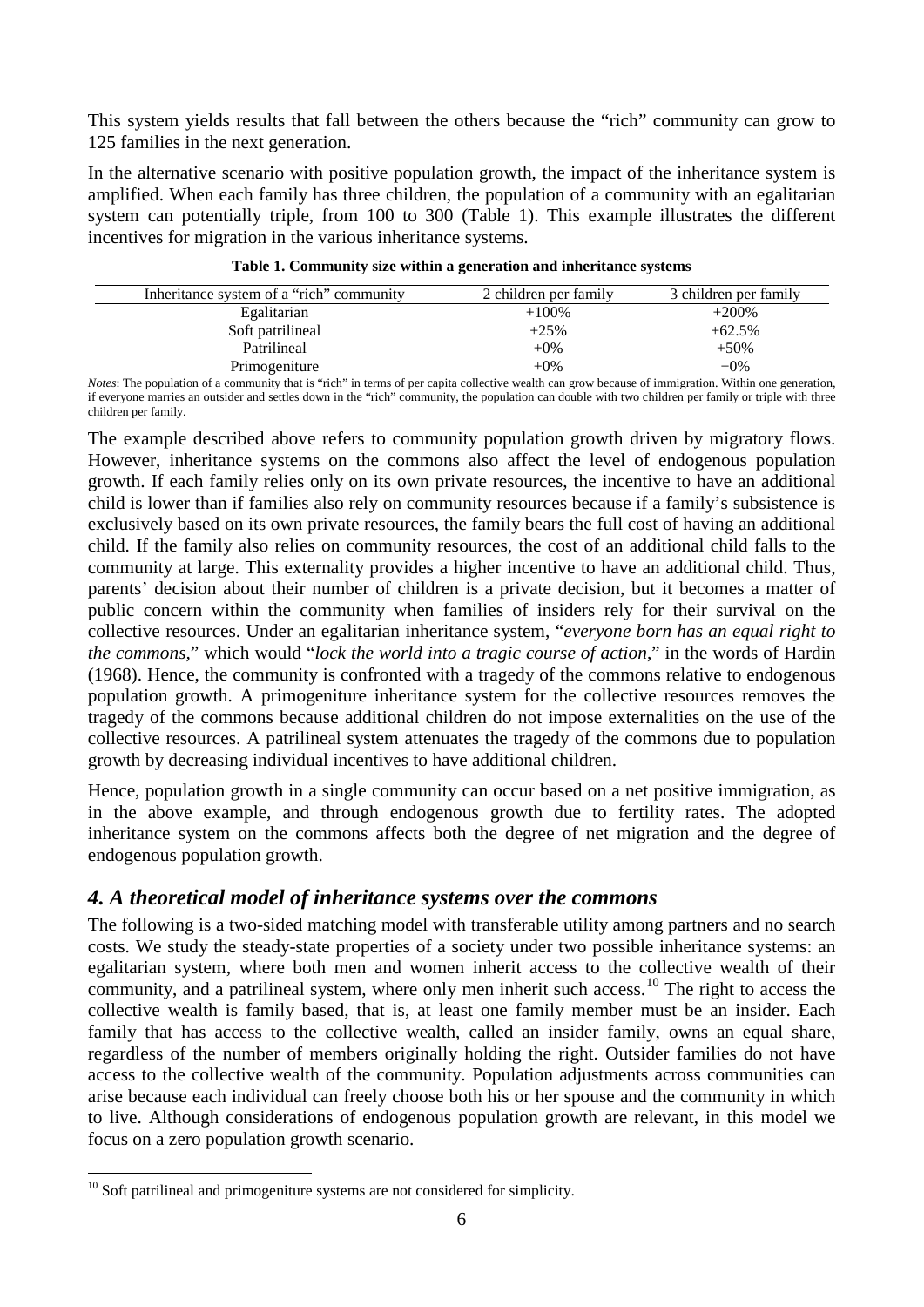This system yields results that fall between the others because the "rich" community can grow to 125 families in the next generation.

In the alternative scenario with positive population growth, the impact of the inheritance system is amplified. When each family has three children, the population of a community with an egalitarian system can potentially triple, from 100 to 300 (Table 1). This example illustrates the different incentives for migration in the various inheritance systems.

**Table 1. Community size within a generation and inheritance systems**

| Inheritance system of a "rich" community | 2 children per family | 3 children per family |
|---|---|---|
| Egalitarian | +100% | +200% |
| Soft patrilineal | +25% | +62.5% |
| Patrilineal | +0% | +50% |
| Primogeniture | +0% | +0% |

*Notes*: The population of a community that is "rich" in terms of per capita collective wealth can grow because of immigration. Within one generation, if everyone marries an outsider and settles down in the "rich" community, the population can double with two children per family or triple with three children per family.

The example described above refers to community population growth driven by migratory flows. However, inheritance systems on the commons also affect the level of endogenous population growth. If each family relies only on its own private resources, the incentive to have an additional child is lower than if families also rely on community resources because if a family's subsistence is exclusively based on its own private resources, the family bears the full cost of having an additional child. If the family also relies on community resources, the cost of an additional child falls to the community at large. This externality provides a higher incentive to have an additional child. Thus, parents' decision about their number of children is a private decision, but it becomes a matter of public concern within the community when families of insiders rely for their survival on the collective resources. Under an egalitarian inheritance system, "*everyone born has an equal right to the commons*," which would "*lock the world into a tragic course of action*," in the words of Hardin (1968). Hence, the community is confronted with a tragedy of the commons relative to endogenous population growth. A primogeniture inheritance system for the collective resources removes the tragedy of the commons because additional children do not impose externalities on the use of the collective resources. A patrilineal system attenuates the tragedy of the commons due to population growth by decreasing individual incentives to have additional children.

Hence, population growth in a single community can occur based on a net positive immigration, as in the above example, and through endogenous growth due to fertility rates. The adopted inheritance system on the commons affects both the degree of net migration and the degree of endogenous population growth.

## *4. A theoretical model of inheritance systems over the commons*

The following is a two-sided matching model with transferable utility among partners and no search costs. We study the steady-state properties of a society under two possible inheritance systems: an egalitarian system, where both men and women inherit access to the collective wealth of their community, and a patrilineal system, where only men inherit such access.[10] The right to access the collective wealth is family based, that is, at least one family member must be an insider. Each family that has access to the collective wealth, called an insider family, owns an equal share, regardless of the number of members originally holding the right. Outsider families do not have access to the collective wealth of the community. Population adjustments across communities can arise because each individual can freely choose both his or her spouse and the community in which to live. Although considerations of endogenous population growth are relevant, in this model we focus on a zero population growth scenario.

[10] Soft patrilineal and primogeniture systems are not considered for simplicity.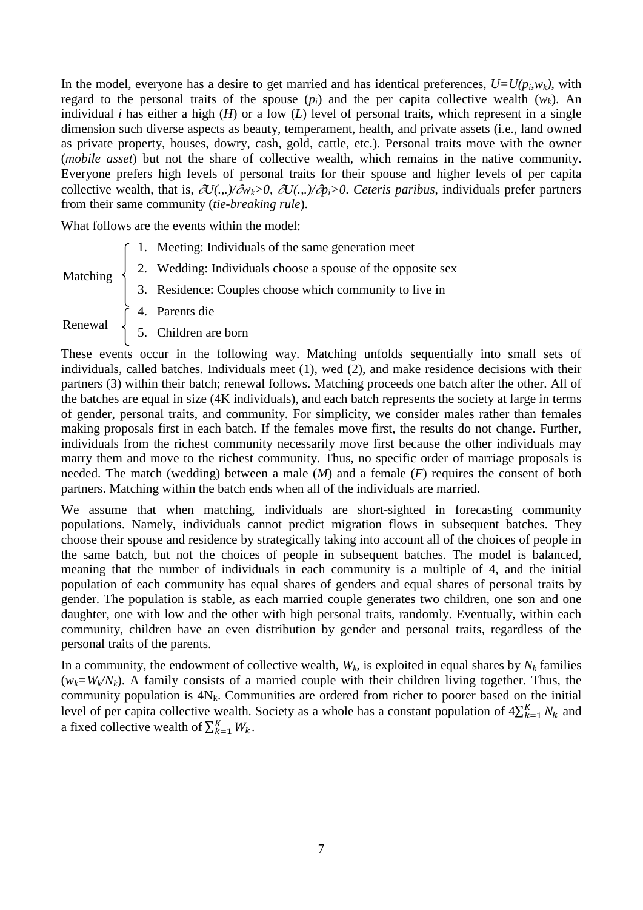In the model, everyone has a desire to get married and has identical preferences, $U=U(p_i,w_k)$, with regard to the personal traits of the spouse ($p_i$) and the per capita collective wealth ($w_k$). An individual *i* has either a high (*H*) or a low (*L*) level of personal traits, which represent in a single dimension such diverse aspects as beauty, temperament, health, and private assets (i.e., land owned as private property, houses, dowry, cash, gold, cattle, etc.). Personal traits move with the owner (*mobile asset*) but not the share of collective wealth, which remains in the native community. Everyone prefers high levels of personal traits for their spouse and higher levels of per capita collective wealth, that is, $\partial U(.,.)/\partial w_k>0$, $\partial U(.,.)/\partial p_i>0$. *Ceteris paribus*, individuals prefer partners from their same community (*tie-breaking rule*).

What follows are the events within the model:

Matching
1. Meeting: Individuals of the same generation meet
2. Wedding: Individuals choose a spouse of the opposite sex
3. Residence: Couples choose which community to live in

Renewal
4. Parents die
5. Children are born

These events occur in the following way. Matching unfolds sequentially into small sets of individuals, called batches. Individuals meet (1), wed (2), and make residence decisions with their partners (3) within their batch; renewal follows. Matching proceeds one batch after the other. All of the batches are equal in size (4K individuals), and each batch represents the society at large in terms of gender, personal traits, and community. For simplicity, we consider males rather than females making proposals first in each batch. If the females move first, the results do not change. Further, individuals from the richest community necessarily move first because the other individuals may marry them and move to the richest community. Thus, no specific order of marriage proposals is needed. The match (wedding) between a male (*M*) and a female (*F*) requires the consent of both partners. Matching within the batch ends when all of the individuals are married.

We assume that when matching, individuals are short-sighted in forecasting community populations. Namely, individuals cannot predict migration flows in subsequent batches. They choose their spouse and residence by strategically taking into account all of the choices of people in the same batch, but not the choices of people in subsequent batches. The model is balanced, meaning that the number of individuals in each community is a multiple of 4, and the initial population of each community has equal shares of genders and equal shares of personal traits by gender. The population is stable, as each married couple generates two children, one son and one daughter, one with low and the other with high personal traits, randomly. Eventually, within each community, children have an even distribution by gender and personal traits, regardless of the personal traits of the parents.

In a community, the endowment of collective wealth, $W_k$, is exploited in equal shares by $N_k$ families ($w_k=W_k/N_k$). A family consists of a married couple with their children living together. Thus, the community population is $4N_k$. Communities are ordered from richer to poorer based on the initial level of per capita collective wealth. Society as a whole has a constant population of $4\sum_{k=1}^{K} N_k$ and a fixed collective wealth of $\sum_{k=1}^{K} W_k$.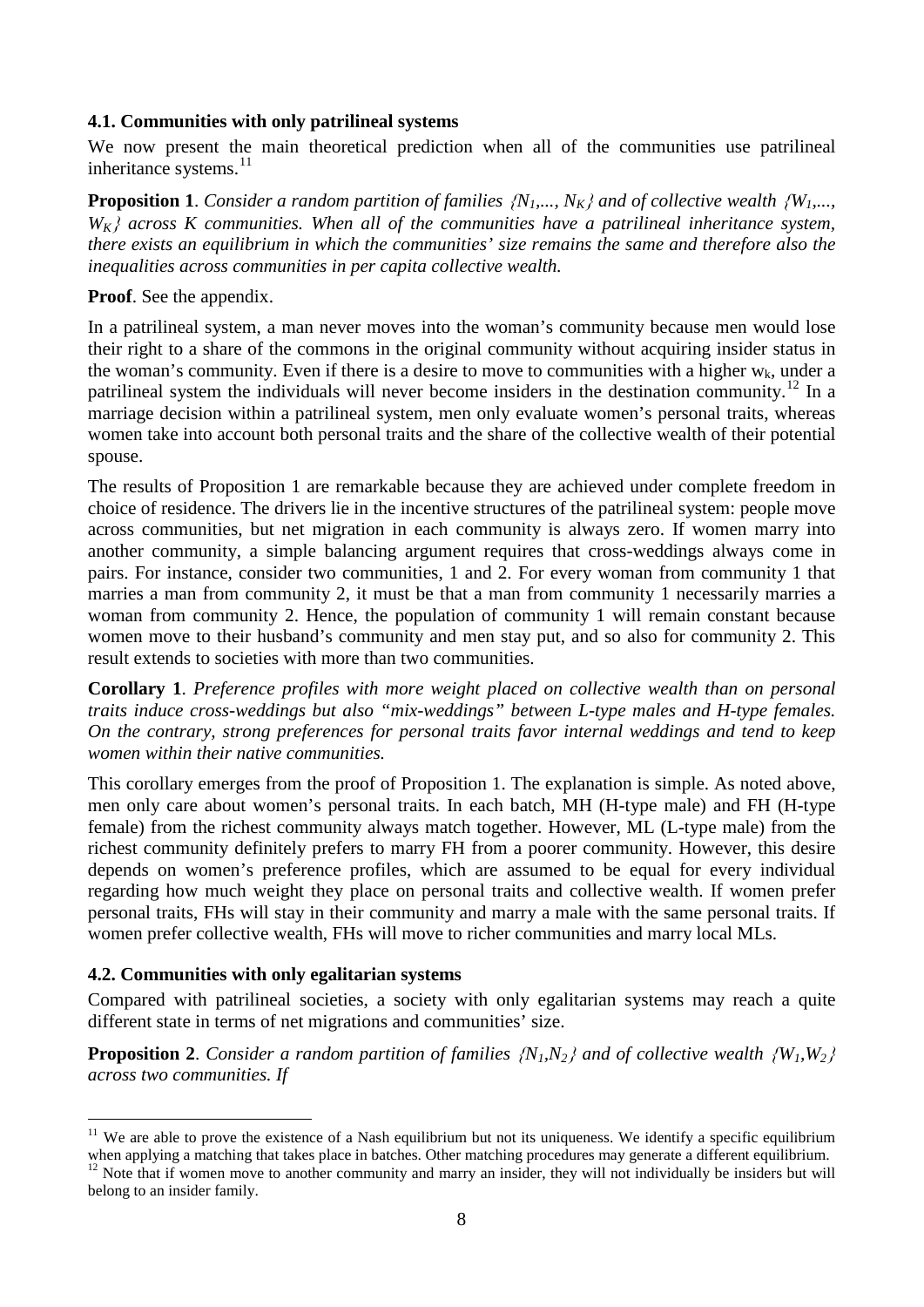### 4.1. Communities with only patrilineal systems

We now present the main theoretical prediction when all of the communities use patrilineal inheritance systems.[11]

**Proposition 1**. *Consider a random partition of families* $\{N_1,..., N_K\}$ *and of collective wealth* $\{W_1,..., W_K\}$ *across K communities. When all of the communities have a patrilineal inheritance system, there exists an equilibrium in which the communities' size remains the same and therefore also the inequalities across communities in per capita collective wealth.*

**Proof**. See the appendix.

In a patrilineal system, a man never moves into the woman's community because men would lose their right to a share of the commons in the original community without acquiring insider status in the woman's community. Even if there is a desire to move to communities with a higher $w_k$, under a patrilineal system the individuals will never become insiders in the destination community.[12] In a marriage decision within a patrilineal system, men only evaluate women's personal traits, whereas women take into account both personal traits and the share of the collective wealth of their potential spouse.

The results of Proposition 1 are remarkable because they are achieved under complete freedom in choice of residence. The drivers lie in the incentive structures of the patrilineal system: people move across communities, but net migration in each community is always zero. If women marry into another community, a simple balancing argument requires that cross-weddings always come in pairs. For instance, consider two communities, 1 and 2. For every woman from community 1 that marries a man from community 2, it must be that a man from community 1 necessarily marries a woman from community 2. Hence, the population of community 1 will remain constant because women move to their husband's community and men stay put, and so also for community 2. This result extends to societies with more than two communities.

**Corollary 1**. *Preference profiles with more weight placed on collective wealth than on personal traits induce cross-weddings but also "mix-weddings" between L-type males and H-type females. On the contrary, strong preferences for personal traits favor internal weddings and tend to keep women within their native communities.*

This corollary emerges from the proof of Proposition 1. The explanation is simple. As noted above, men only care about women's personal traits. In each batch, MH (H-type male) and FH (H-type female) from the richest community always match together. However, ML (L-type male) from the richest community definitely prefers to marry FH from a poorer community. However, this desire depends on women's preference profiles, which are assumed to be equal for every individual regarding how much weight they place on personal traits and collective wealth. If women prefer personal traits, FHs will stay in their community and marry a male with the same personal traits. If women prefer collective wealth, FHs will move to richer communities and marry local MLs.

### 4.2. Communities with only egalitarian systems

Compared with patrilineal societies, a society with only egalitarian systems may reach a quite different state in terms of net migrations and communities' size.

**Proposition 2**. *Consider a random partition of families* $\{N_1,N_2\}$ *and of collective wealth* $\{W_1,W_2\}$ *across two communities. If*

---

[11] We are able to prove the existence of a Nash equilibrium but not its uniqueness. We identify a specific equilibrium when applying a matching that takes place in batches. Other matching procedures may generate a different equilibrium.

[12] Note that if women move to another community and marry an insider, they will not individually be insiders but will belong to an insider family.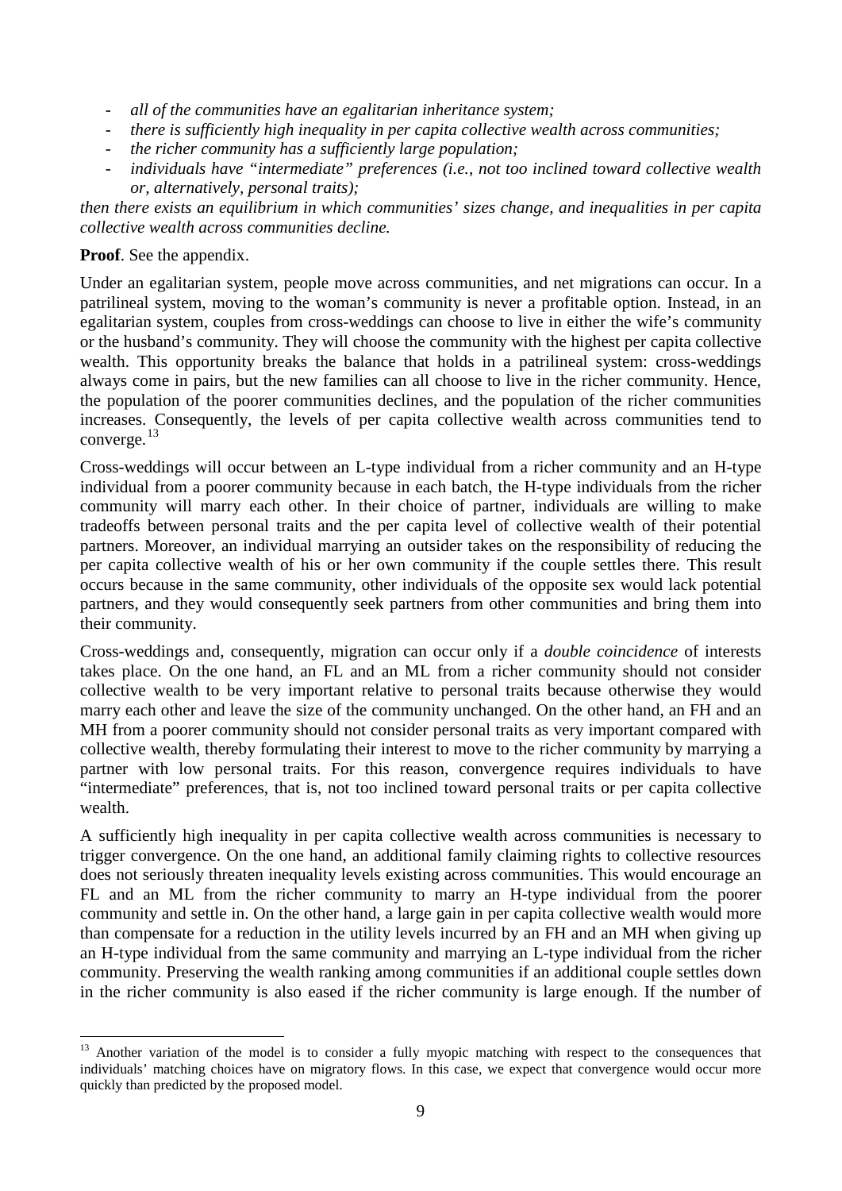- *all of the communities have an egalitarian inheritance system;*
- *there is sufficiently high inequality in per capita collective wealth across communities;*
- *the richer community has a sufficiently large population;*
- *individuals have "intermediate" preferences (i.e., not too inclined toward collective wealth or, alternatively, personal traits);*

*then there exists an equilibrium in which communities' sizes change, and inequalities in per capita collective wealth across communities decline.*

**Proof**. See the appendix.

Under an egalitarian system, people move across communities, and net migrations can occur. In a patrilineal system, moving to the woman's community is never a profitable option. Instead, in an egalitarian system, couples from cross-weddings can choose to live in either the wife's community or the husband's community. They will choose the community with the highest per capita collective wealth. This opportunity breaks the balance that holds in a patrilineal system: cross-weddings always come in pairs, but the new families can all choose to live in the richer community. Hence, the population of the poorer communities declines, and the population of the richer communities increases. Consequently, the levels of per capita collective wealth across communities tend to converge.[13]

Cross-weddings will occur between an L-type individual from a richer community and an H-type individual from a poorer community because in each batch, the H-type individuals from the richer community will marry each other. In their choice of partner, individuals are willing to make tradeoffs between personal traits and the per capita level of collective wealth of their potential partners. Moreover, an individual marrying an outsider takes on the responsibility of reducing the per capita collective wealth of his or her own community if the couple settles there. This result occurs because in the same community, other individuals of the opposite sex would lack potential partners, and they would consequently seek partners from other communities and bring them into their community.

Cross-weddings and, consequently, migration can occur only if a *double coincidence* of interests takes place. On the one hand, an FL and an ML from a richer community should not consider collective wealth to be very important relative to personal traits because otherwise they would marry each other and leave the size of the community unchanged. On the other hand, an FH and an MH from a poorer community should not consider personal traits as very important compared with collective wealth, thereby formulating their interest to move to the richer community by marrying a partner with low personal traits. For this reason, convergence requires individuals to have "intermediate" preferences, that is, not too inclined toward personal traits or per capita collective wealth.

A sufficiently high inequality in per capita collective wealth across communities is necessary to trigger convergence. On the one hand, an additional family claiming rights to collective resources does not seriously threaten inequality levels existing across communities. This would encourage an FL and an ML from the richer community to marry an H-type individual from the poorer community and settle in. On the other hand, a large gain in per capita collective wealth would more than compensate for a reduction in the utility levels incurred by an FH and an MH when giving up an H-type individual from the same community and marrying an L-type individual from the richer community. Preserving the wealth ranking among communities if an additional couple settles down in the richer community is also eased if the richer community is large enough. If the number of

[13] Another variation of the model is to consider a fully myopic matching with respect to the consequences that individuals' matching choices have on migratory flows. In this case, we expect that convergence would occur more quickly than predicted by the proposed model.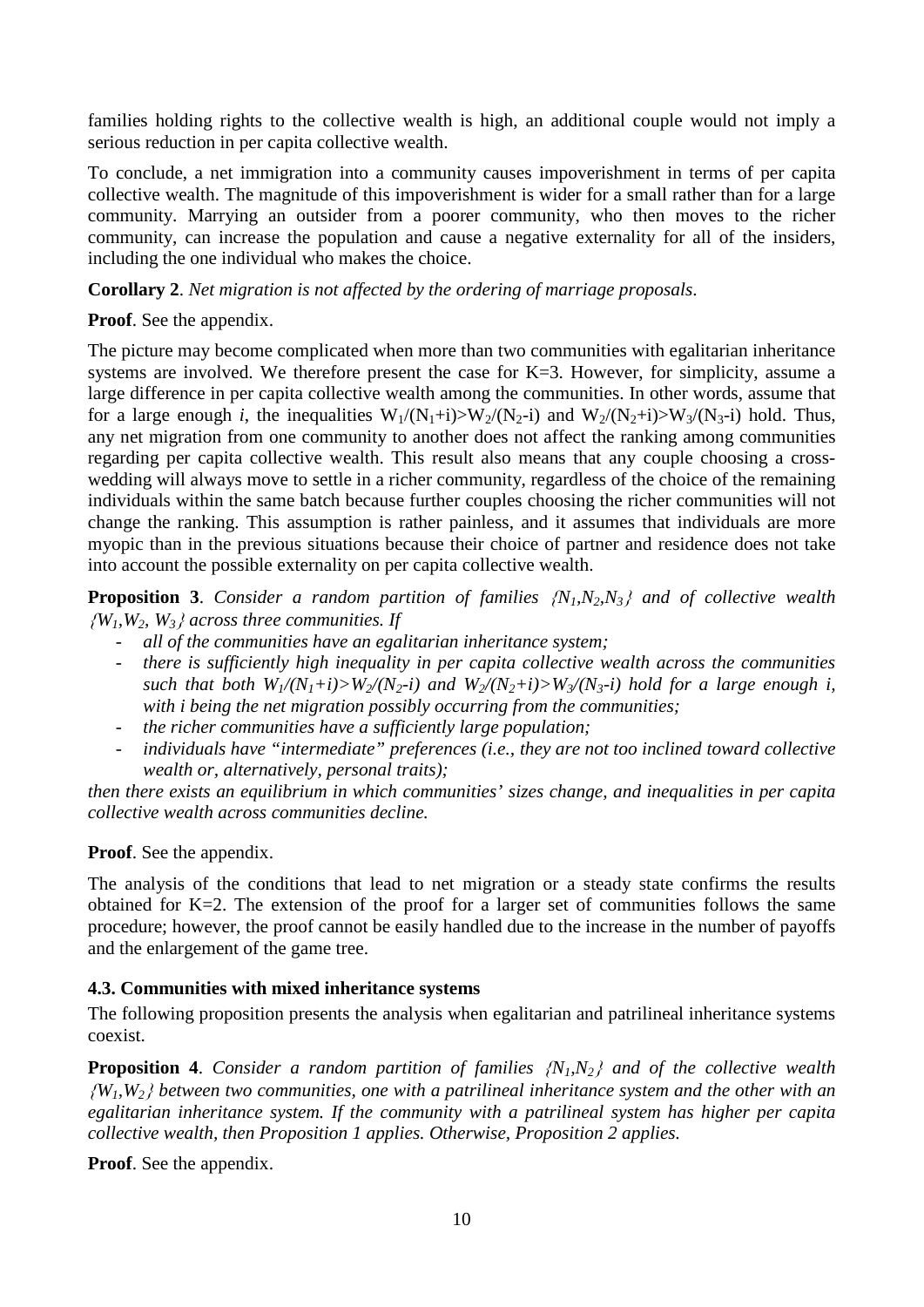families holding rights to the collective wealth is high, an additional couple would not imply a serious reduction in per capita collective wealth.

To conclude, a net immigration into a community causes impoverishment in terms of per capita collective wealth. The magnitude of this impoverishment is wider for a small rather than for a large community. Marrying an outsider from a poorer community, who then moves to the richer community, can increase the population and cause a negative externality for all of the insiders, including the one individual who makes the choice.

**Corollary 2**. *Net migration is not affected by the ordering of marriage proposals*.

**Proof**. See the appendix.

The picture may become complicated when more than two communities with egalitarian inheritance systems are involved. We therefore present the case for K=3. However, for simplicity, assume a large difference in per capita collective wealth among the communities. In other words, assume that for a large enough *i*, the inequalities $W_1/(N_1+i)>W_2/(N_2-i)$ and $W_2/(N_2+i)>W_3/(N_3-i)$ hold. Thus, any net migration from one community to another does not affect the ranking among communities regarding per capita collective wealth. This result also means that any couple choosing a cross-wedding will always move to settle in a richer community, regardless of the choice of the remaining individuals within the same batch because further couples choosing the richer communities will not change the ranking. This assumption is rather painless, and it assumes that individuals are more myopic than in the previous situations because their choice of partner and residence does not take into account the possible externality on per capita collective wealth.

**Proposition 3**. *Consider a random partition of families $\{N_1,N_2,N_3\}$ and of collective wealth $\{W_1,W_2, W_3\}$ across three communities. If*

- *all of the communities have an egalitarian inheritance system;*
- *there is sufficiently high inequality in per capita collective wealth across the communities such that both $W_1/(N_1+i)>W_2/(N_2-i)$ and $W_2/(N_2+i)>W_3/(N_3-i)$ hold for a large enough i, with i being the net migration possibly occurring from the communities;*
- *the richer communities have a sufficiently large population;*
- *individuals have "intermediate" preferences (i.e., they are not too inclined toward collective wealth or, alternatively, personal traits);*

*then there exists an equilibrium in which communities' sizes change, and inequalities in per capita collective wealth across communities decline.*

**Proof**. See the appendix.

The analysis of the conditions that lead to net migration or a steady state confirms the results obtained for K=2. The extension of the proof for a larger set of communities follows the same procedure; however, the proof cannot be easily handled due to the increase in the number of payoffs and the enlargement of the game tree.

### 4.3. Communities with mixed inheritance systems

The following proposition presents the analysis when egalitarian and patrilineal inheritance systems coexist.

**Proposition 4**. *Consider a random partition of families $\{N_1,N_2\}$ and of the collective wealth $\{W_1,W_2\}$ between two communities, one with a patrilineal inheritance system and the other with an egalitarian inheritance system. If the community with a patrilineal system has higher per capita collective wealth, then Proposition 1 applies. Otherwise, Proposition 2 applies.*

**Proof**. See the appendix.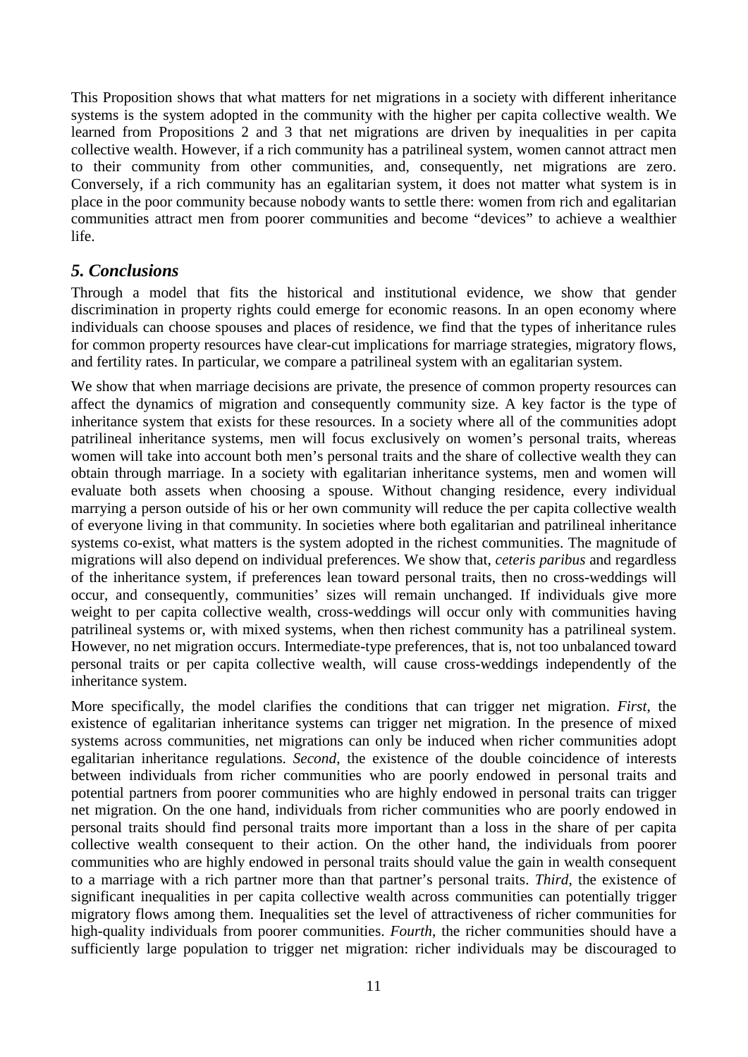This Proposition shows that what matters for net migrations in a society with different inheritance systems is the system adopted in the community with the higher per capita collective wealth. We learned from Propositions 2 and 3 that net migrations are driven by inequalities in per capita collective wealth. However, if a rich community has a patrilineal system, women cannot attract men to their community from other communities, and, consequently, net migrations are zero. Conversely, if a rich community has an egalitarian system, it does not matter what system is in place in the poor community because nobody wants to settle there: women from rich and egalitarian communities attract men from poorer communities and become "devices" to achieve a wealthier life.

## *5. Conclusions*

Through a model that fits the historical and institutional evidence, we show that gender discrimination in property rights could emerge for economic reasons. In an open economy where individuals can choose spouses and places of residence, we find that the types of inheritance rules for common property resources have clear-cut implications for marriage strategies, migratory flows, and fertility rates. In particular, we compare a patrilineal system with an egalitarian system.

We show that when marriage decisions are private, the presence of common property resources can affect the dynamics of migration and consequently community size. A key factor is the type of inheritance system that exists for these resources. In a society where all of the communities adopt patrilineal inheritance systems, men will focus exclusively on women's personal traits, whereas women will take into account both men's personal traits and the share of collective wealth they can obtain through marriage. In a society with egalitarian inheritance systems, men and women will evaluate both assets when choosing a spouse. Without changing residence, every individual marrying a person outside of his or her own community will reduce the per capita collective wealth of everyone living in that community. In societies where both egalitarian and patrilineal inheritance systems co-exist, what matters is the system adopted in the richest communities. The magnitude of migrations will also depend on individual preferences. We show that, *ceteris paribus* and regardless of the inheritance system, if preferences lean toward personal traits, then no cross-weddings will occur, and consequently, communities' sizes will remain unchanged. If individuals give more weight to per capita collective wealth, cross-weddings will occur only with communities having patrilineal systems or, with mixed systems, when then richest community has a patrilineal system. However, no net migration occurs. Intermediate-type preferences, that is, not too unbalanced toward personal traits or per capita collective wealth, will cause cross-weddings independently of the inheritance system.

More specifically, the model clarifies the conditions that can trigger net migration. *First*, the existence of egalitarian inheritance systems can trigger net migration. In the presence of mixed systems across communities, net migrations can only be induced when richer communities adopt egalitarian inheritance regulations. *Second*, the existence of the double coincidence of interests between individuals from richer communities who are poorly endowed in personal traits and potential partners from poorer communities who are highly endowed in personal traits can trigger net migration. On the one hand, individuals from richer communities who are poorly endowed in personal traits should find personal traits more important than a loss in the share of per capita collective wealth consequent to their action. On the other hand, the individuals from poorer communities who are highly endowed in personal traits should value the gain in wealth consequent to a marriage with a rich partner more than that partner's personal traits. *Third*, the existence of significant inequalities in per capita collective wealth across communities can potentially trigger migratory flows among them. Inequalities set the level of attractiveness of richer communities for high-quality individuals from poorer communities. *Fourth*, the richer communities should have a sufficiently large population to trigger net migration: richer individuals may be discouraged to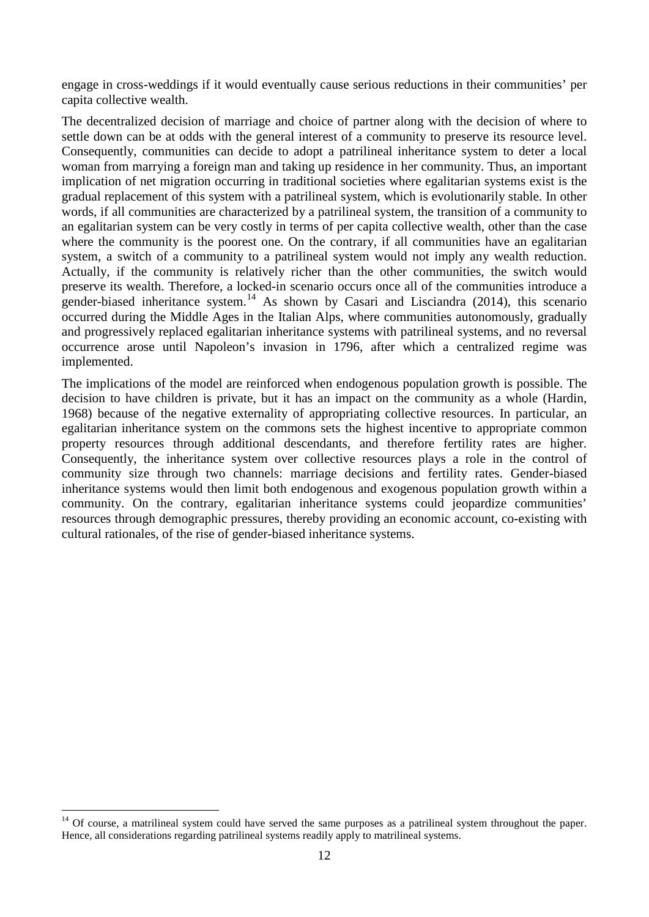engage in cross-weddings if it would eventually cause serious reductions in their communities' per capita collective wealth.

The decentralized decision of marriage and choice of partner along with the decision of where to settle down can be at odds with the general interest of a community to preserve its resource level. Consequently, communities can decide to adopt a patrilineal inheritance system to deter a local woman from marrying a foreign man and taking up residence in her community. Thus, an important implication of net migration occurring in traditional societies where egalitarian systems exist is the gradual replacement of this system with a patrilineal system, which is evolutionarily stable. In other words, if all communities are characterized by a patrilineal system, the transition of a community to an egalitarian system can be very costly in terms of per capita collective wealth, other than the case where the community is the poorest one. On the contrary, if all communities have an egalitarian system, a switch of a community to a patrilineal system would not imply any wealth reduction. Actually, if the community is relatively richer than the other communities, the switch would preserve its wealth. Therefore, a locked-in scenario occurs once all of the communities introduce a gender-biased inheritance system.[14] As shown by Casari and Lisciandra (2014), this scenario occurred during the Middle Ages in the Italian Alps, where communities autonomously, gradually and progressively replaced egalitarian inheritance systems with patrilineal systems, and no reversal occurrence arose until Napoleon's invasion in 1796, after which a centralized regime was implemented.

The implications of the model are reinforced when endogenous population growth is possible. The decision to have children is private, but it has an impact on the community as a whole (Hardin, 1968) because of the negative externality of appropriating collective resources. In particular, an egalitarian inheritance system on the commons sets the highest incentive to appropriate common property resources through additional descendants, and therefore fertility rates are higher. Consequently, the inheritance system over collective resources plays a role in the control of community size through two channels: marriage decisions and fertility rates. Gender-biased inheritance systems would then limit both endogenous and exogenous population growth within a community. On the contrary, egalitarian inheritance systems could jeopardize communities' resources through demographic pressures, thereby providing an economic account, co-existing with cultural rationales, of the rise of gender-biased inheritance systems.

[14] Of course, a matrilineal system could have served the same purposes as a patrilineal system throughout the paper. Hence, all considerations regarding patrilineal systems readily apply to matrilineal systems.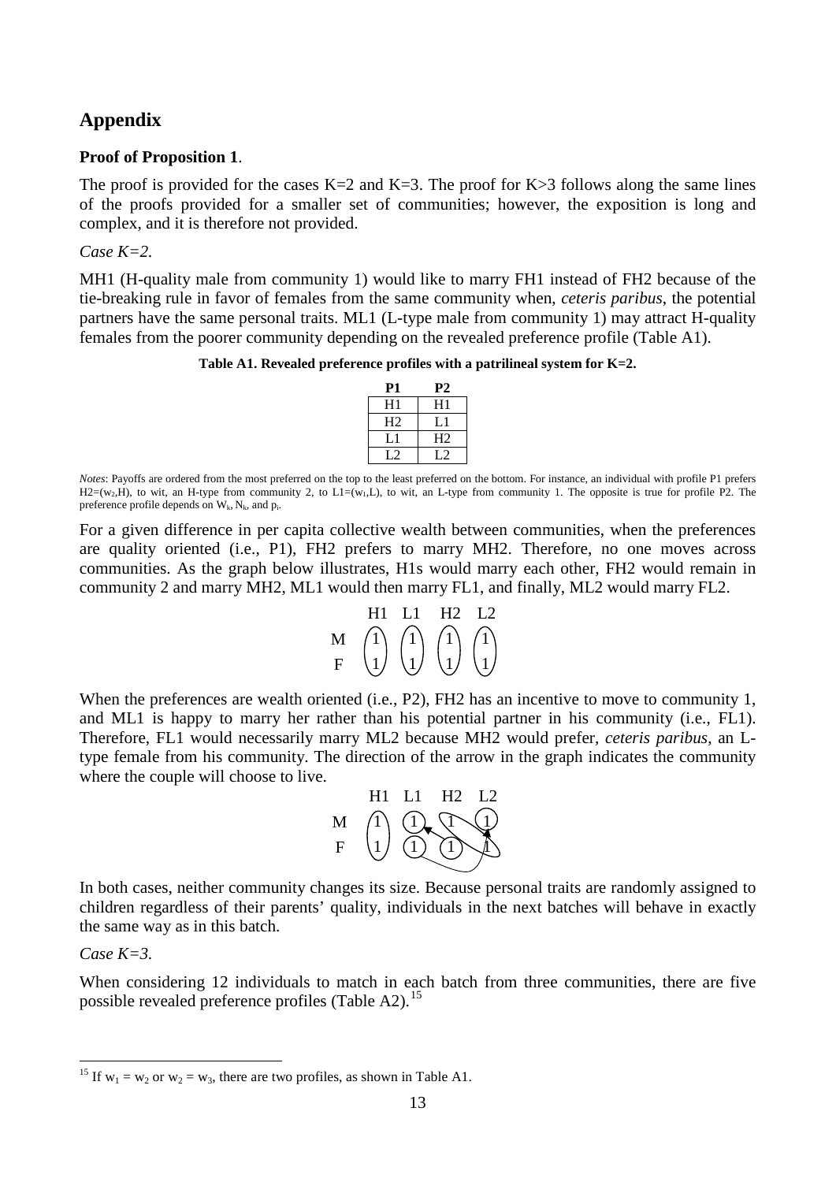## Appendix

**Proof of Proposition 1**.

The proof is provided for the cases K=2 and K=3. The proof for K>3 follows along the same lines of the proofs provided for a smaller set of communities; however, the exposition is long and complex, and it is therefore not provided.

*Case K=2.*

MH1 (H-quality male from community 1) would like to marry FH1 instead of FH2 because of the tie-breaking rule in favor of females from the same community when, *ceteris paribus*, the potential partners have the same personal traits. ML1 (L-type male from community 1) may attract H-quality females from the poorer community depending on the revealed preference profile (Table A1).

**Table A1. Revealed preference profiles with a patrilineal system for K=2.**

| P1 | P2 |
|---|---|
| H1 | H1 |
| H2 | L1 |
| L1 | H2 |
| L2 | L2 |

*Notes*: Payoffs are ordered from the most preferred on the top to the least preferred on the bottom. For instance, an individual with profile P1 prefers $H2=(w_2,H)$, to wit, an H-type from community 2, to $L1=(w_1,L)$, to wit, an L-type from community 1. The opposite is true for profile P2. The preference profile depends on $W_k$, $N_k$, and $p_i$.

For a given difference in per capita collective wealth between communities, when the preferences are quality oriented (i.e., P1), FH2 prefers to marry MH2. Therefore, no one moves across communities. As the graph below illustrates, H1s would marry each other, FH2 would remain in community 2 and marry MH2, ML1 would then marry FL1, and finally, ML2 would marry FL2.

|   | H1 | L1 | H2 | L2 |
|---|---|---|---|---|
| M | 1 | 1 | 1 | 1 |
| F | 1 | 1 | 1 | 1 |

When the preferences are wealth oriented (i.e., P2), FH2 has an incentive to move to community 1, and ML1 is happy to marry her rather than his potential partner in his community (i.e., FL1). Therefore, FL1 would necessarily marry ML2 because MH2 would prefer, *ceteris paribus*, an L-type female from his community. The direction of the arrow in the graph indicates the community where the couple will choose to live.

|   | H1 | L1 | H2 | L2 |
|---|---|---|---|---|
| M | 1 | 1 | 1 | 1 |
| F | 1 | 1 | 1 | 1 |

In both cases, neither community changes its size. Because personal traits are randomly assigned to children regardless of their parents' quality, individuals in the next batches will behave in exactly the same way as in this batch.

*Case K=3.*

When considering 12 individuals to match in each batch from three communities, there are five possible revealed preference profiles (Table A2).[15]

[15] If $w_1 = w_2$ or $w_2 = w_3$, there are two profiles, as shown in Table A1.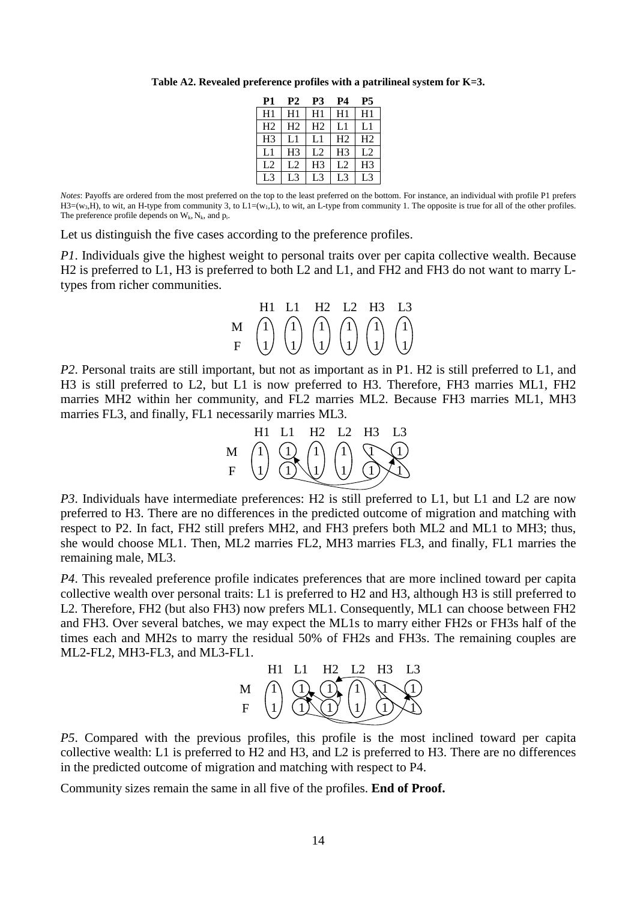**Table A2. Revealed preference profiles with a patrilineal system for K=3.**

| P1 | P2 | P3 | P4 | P5 |
|---|---|---|---|---|
| H1 | H1 | H1 | H1 | H1 |
| H2 | H2 | H2 | L1 | L1 |
| H3 | L1 | L1 | H2 | H2 |
| L1 | H3 | L2 | H3 | L2 |
| L2 | L2 | H3 | L2 | H3 |
| L3 | L3 | L3 | L3 | L3 |

*Notes*: Payoffs are ordered from the most preferred on the top to the least preferred on the bottom. For instance, an individual with profile P1 prefers H3=($w_3$,H), to wit, an H-type from community 3, to L1=($w_1$,L), to wit, an L-type from community 1. The opposite is true for all of the other profiles. The preference profile depends on $W_k$, $N_k$, and $p_i$.

Let us distinguish the five cases according to the preference profiles.

*P1*. Individuals give the highest weight to personal traits over per capita collective wealth. Because H2 is preferred to L1, H3 is preferred to both L2 and L1, and FH2 and FH3 do not want to marry L-types from richer communities.

|   | H1 | L1 | H2 | L2 | H3 | L3 |
|---|---|---|---|---|---|---|
| M | 1 | 1 | 1 | 1 | 1 | 1 |
| F | 1 | 1 | 1 | 1 | 1 | 1 |

*P2*. Personal traits are still important, but not as important as in P1. H2 is still preferred to L1, and H3 is still preferred to L2, but L1 is now preferred to H3. Therefore, FH3 marries ML1, FH2 marries MH2 within her community, and FL2 marries ML2. Because FH3 marries ML1, MH3 marries FL3, and finally, FL1 necessarily marries ML3.

|   | H1 | L1 | H2 | L2 | H3 | L3 |
|---|---|---|---|---|---|---|
| M | 1 | 1 | 1 | 1 | 1 | 1 |
| F | 1 | 1 | 1 | 1 | 1 | 1 |

*P3*. Individuals have intermediate preferences: H2 is still preferred to L1, but L1 and L2 are now preferred to H3. There are no differences in the predicted outcome of migration and matching with respect to P2. In fact, FH2 still prefers MH2, and FH3 prefers both ML2 and ML1 to MH3; thus, she would choose ML1. Then, ML2 marries FL2, MH3 marries FL3, and finally, FL1 marries the remaining male, ML3.

*P4*. This revealed preference profile indicates preferences that are more inclined toward per capita collective wealth over personal traits: L1 is preferred to H2 and H3, although H3 is still preferred to L2. Therefore, FH2 (but also FH3) now prefers ML1. Consequently, ML1 can choose between FH2 and FH3. Over several batches, we may expect the ML1s to marry either FH2s or FH3s half of the times each and MH2s to marry the residual 50% of FH2s and FH3s. The remaining couples are ML2-FL2, MH3-FL3, and ML3-FL1.

|   | H1 | L1 | H2 | L2 | H3 | L3 |
|---|---|---|---|---|---|---|
| M | 1 | 1 | 1 | 1 | 1 | 1 |
| F | 1 | 1 | 1 | 1 | 1 | 1 |

*P5*. Compared with the previous profiles, this profile is the most inclined toward per capita collective wealth: L1 is preferred to H2 and H3, and L2 is preferred to H3. There are no differences in the predicted outcome of migration and matching with respect to P4.

Community sizes remain the same in all five of the profiles. **End of Proof.**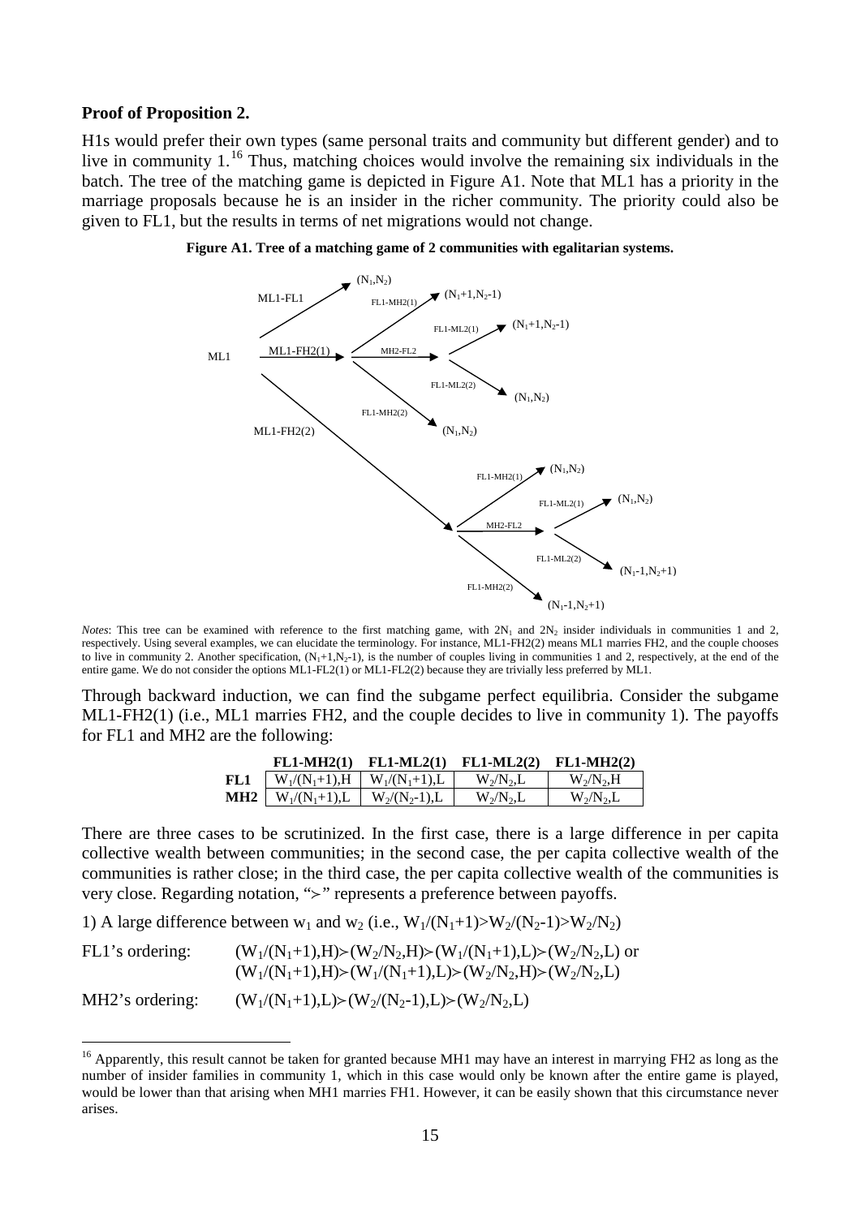**Proof of Proposition 2.**

H1s would prefer their own types (same personal traits and community but different gender) and to live in community 1.[16] Thus, matching choices would involve the remaining six individuals in the batch. The tree of the matching game is depicted in Figure A1. Note that ML1 has a priority in the marriage proposals because he is an insider in the richer community. The priority could also be given to FL1, but the results in terms of net migrations would not change.

**Figure A1. Tree of a matching game of 2 communities with egalitarian systems.**

ML1
- ML1-FL1 → $(N_1,N_2)$
- ML1-FH2(1)
  - FL1-MH2(1) → $(N_1+1,N_2-1)$
  - MH2-FL2
    - FL1-ML2(1) → $(N_1+1,N_2-1)$
    - FL1-ML2(2) → $(N_1,N_2)$
  - FL1-MH2(2) → $(N_1,N_2)$
- ML1-FH2(2)
  - FL1-MH2(1) → $(N_1,N_2)$
  - MH2-FL2
    - FL1-ML2(1) → $(N_1,N_2)$
    - FL1-ML2(2) → $(N_1-1,N_2+1)$
  - FL1-MH2(2) → $(N_1-1,N_2+1)$

*Notes*: This tree can be examined with reference to the first matching game, with $2N_1$ and $2N_2$ insider individuals in communities 1 and 2, respectively. Using several examples, we can elucidate the terminology. For instance, ML1-FH2(2) means ML1 marries FH2, and the couple chooses to live in community 2. Another specification, $(N_1+1,N_2-1)$, is the number of couples living in communities 1 and 2, respectively, at the end of the entire game. We do not consider the options ML1-FL2(1) or ML1-FL2(2) because they are trivially less preferred by ML1.

Through backward induction, we can find the subgame perfect equilibria. Consider the subgame ML1-FH2(1) (i.e., ML1 marries FH2, and the couple decides to live in community 1). The payoffs for FL1 and MH2 are the following:

| | **FL1-MH2(1)** | **FL1-ML2(1)** | **FL1-ML2(2)** | **FL1-MH2(2)** |
|---|---|---|---|---|
| **FL1** | $W_1/(N_1+1)$,H | $W_1/(N_1+1)$,L | $W_2/N_2$,L | $W_2/N_2$,H |
| **MH2** | $W_1/(N_1+1)$,L | $W_2/(N_2-1)$,L | $W_2/N_2$,L | $W_2/N_2$,L |

There are three cases to be scrutinized. In the first case, there is a large difference in per capita collective wealth between communities; in the second case, the per capita collective wealth of the communities is rather close; in the third case, the per capita collective wealth of the communities is very close. Regarding notation, "≻" represents a preference between payoffs.

1) A large difference between $w_1$ and $w_2$ (i.e., $W_1/(N_1+1)>W_2/(N_2-1)>W_2/N_2$)

FL1's ordering: $(W_1/(N_1+1),H)\succ(W_2/N_2,H)\succ(W_1/(N_1+1),L)\succ(W_2/N_2,L)$ or
$(W_1/(N_1+1),H)\succ(W_1/(N_1+1),L)\succ(W_2/N_2,H)\succ(W_2/N_2,L)$

MH2's ordering: $(W_1/(N_1+1),L)\succ(W_2/(N_2-1),L)\succ(W_2/N_2,L)$

[16] Apparently, this result cannot be taken for granted because MH1 may have an interest in marrying FH2 as long as the number of insider families in community 1, which in this case would only be known after the entire game is played, would be lower than that arising when MH1 marries FH1. However, it can be easily shown that this circumstance never arises.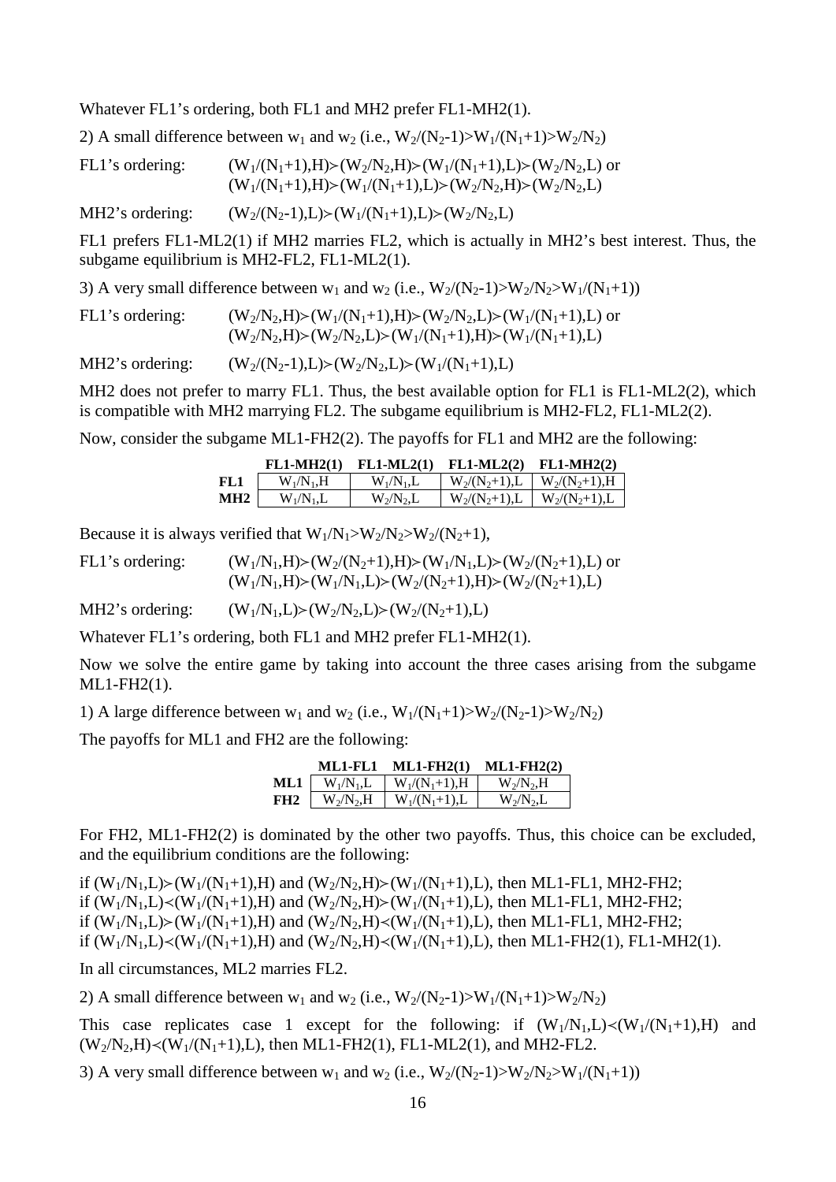Whatever FL1's ordering, both FL1 and MH2 prefer FL1-MH2(1).

2) A small difference between $w_1$ and $w_2$ (i.e., $W_2/(N_2\text{-}1)>W_1/(N_1+1)>W_2/N_2$)

FL1's ordering: $(W_1/(N_1+1),H)\succ(W_2/N_2,H)\succ(W_1/(N_1+1),L)\succ(W_2/N_2,L)$ or $(W_1/(N_1+1),H)\succ(W_1/(N_1+1),L)\succ(W_2/N_2,H)\succ(W_2/N_2,L)$

MH2's ordering: $(W_2/(N_2\text{-}1),L)\succ(W_1/(N_1+1),L)\succ(W_2/N_2,L)$

FL1 prefers FL1-ML2(1) if MH2 marries FL2, which is actually in MH2's best interest. Thus, the subgame equilibrium is MH2-FL2, FL1-ML2(1).

3) A very small difference between $w_1$ and $w_2$ (i.e., $W_2/(N_2\text{-}1)>W_2/N_2>W_1/(N_1+1)$)

FL1's ordering: $(W_2/N_2,H)\succ(W_1/(N_1+1),H)\succ(W_2/N_2,L)\succ(W_1/(N_1+1),L)$ or $(W_2/N_2,H)\succ(W_2/N_2,L)\succ(W_1/(N_1+1),H)\succ(W_1/(N_1+1),L)$

MH2's ordering: $(W_2/(N_2\text{-}1),L)\succ(W_2/N_2,L)\succ(W_1/(N_1+1),L)$

MH2 does not prefer to marry FL1. Thus, the best available option for FL1 is FL1-ML2(2), which is compatible with MH2 marrying FL2. The subgame equilibrium is MH2-FL2, FL1-ML2(2).

Now, consider the subgame ML1-FH2(2). The payoffs for FL1 and MH2 are the following:

| | FL1-MH2(1) | FL1-ML2(1) | FL1-ML2(2) | FL1-MH2(2) |
|---|---|---|---|---|
| **FL1** | $W_1/N_1$,H | $W_1/N_1$,L | $W_2/(N_2+1)$,L | $W_2/(N_2+1)$,H |
| **MH2** | $W_1/N_1$,L | $W_2/N_2$,L | $W_2/(N_2+1)$,L | $W_2/(N_2+1)$,L |

Because it is always verified that $W_1/N_1>W_2/N_2>W_2/(N_2+1)$,

FL1's ordering: $(W_1/N_1,H)\succ(W_2/(N_2+1),H)\succ(W_1/N_1,L)\succ(W_2/(N_2+1),L)$ or $(W_1/N_1,H)\succ(W_1/N_1,L)\succ(W_2/(N_2+1),H)\succ(W_2/(N_2+1),L)$

MH2's ordering: $(W_1/N_1,L)\succ(W_2/N_2,L)\succ(W_2/(N_2+1),L)$

Whatever FL1's ordering, both FL1 and MH2 prefer FL1-MH2(1).

Now we solve the entire game by taking into account the three cases arising from the subgame ML1-FH2(1).

1) A large difference between $w_1$ and $w_2$ (i.e., $W_1/(N_1+1)>W_2/(N_2\text{-}1)>W_2/N_2$)

The payoffs for ML1 and FH2 are the following:

| | ML1-FL1 | ML1-FH2(1) | ML1-FH2(2) |
|---|---|---|---|
| **ML1** | $W_1/N_1$,L | $W_1/(N_1+1)$,H | $W_2/N_2$,H |
| **FH2** | $W_2/N_2$,H | $W_1/(N_1+1)$,L | $W_2/N_2$,L |

For FH2, ML1-FH2(2) is dominated by the other two payoffs. Thus, this choice can be excluded, and the equilibrium conditions are the following:

if $(W_1/N_1,L)\succ(W_1/(N_1+1),H)$ and $(W_2/N_2,H)\succ(W_1/(N_1+1),L)$, then ML1-FL1, MH2-FH2;
if $(W_1/N_1,L)\prec(W_1/(N_1+1),H)$ and $(W_2/N_2,H)\succ(W_1/(N_1+1),L)$, then ML1-FL1, MH2-FH2;
if $(W_1/N_1,L)\succ(W_1/(N_1+1),H)$ and $(W_2/N_2,H)\prec(W_1/(N_1+1),L)$, then ML1-FL1, MH2-FH2;
if $(W_1/N_1,L)\prec(W_1/(N_1+1),H)$ and $(W_2/N_2,H)\prec(W_1/(N_1+1),L)$, then ML1-FH2(1), FL1-MH2(1).

In all circumstances, ML2 marries FL2.

2) A small difference between $w_1$ and $w_2$ (i.e., $W_2/(N_2\text{-}1)>W_1/(N_1+1)>W_2/N_2$)

This case replicates case 1 except for the following: if $(W_1/N_1,L)\prec(W_1/(N_1+1),H)$ and $(W_2/N_2,H)\prec(W_1/(N_1+1),L)$, then ML1-FH2(1), FL1-ML2(1), and MH2-FL2.

3) A very small difference between $w_1$ and $w_2$ (i.e., $W_2/(N_2\text{-}1)>W_2/N_2>W_1/(N_1+1)$)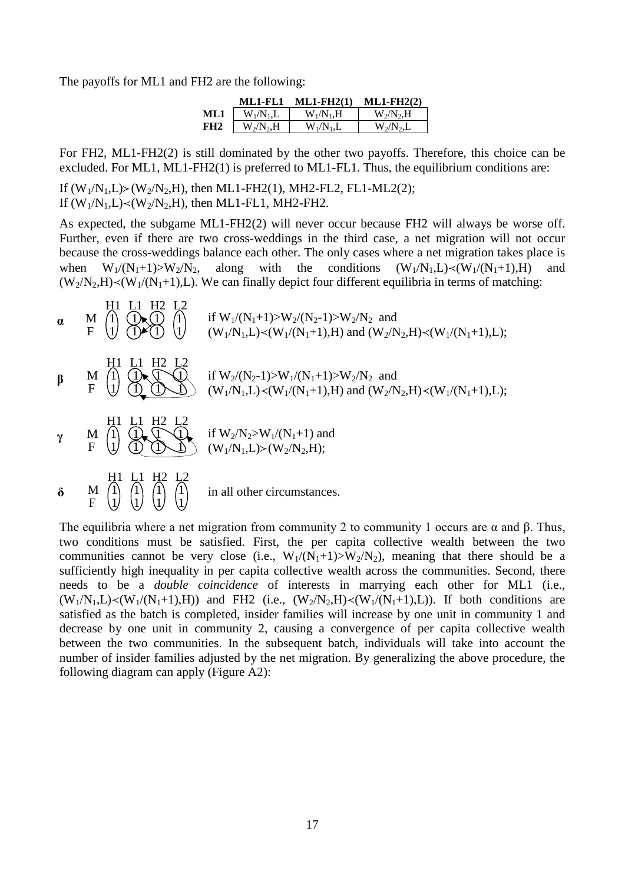The payoffs for ML1 and FH2 are the following:

| | ML1-FL1 | ML1-FH2(1) | ML1-FH2(2) |
|---|---|---|---|
| **ML1** | $W_1/N_1$,L | $W_1/N_1$,H | $W_2/N_2$,H |
| **FH2** | $W_2/N_2$,H | $W_1/N_1$,L | $W_2/N_2$,L |

For FH2, ML1-FH2(2) is still dominated by the other two payoffs. Therefore, this choice can be excluded. For ML1, ML1-FH2(1) is preferred to ML1-FL1. Thus, the equilibrium conditions are:

If $(W_1/N_1,L)\succ(W_2/N_2,H)$, then ML1-FH2(1), MH2-FL2, FL1-ML2(2);
If $(W_1/N_1,L)\prec(W_2/N_2,H)$, then ML1-FL1, MH2-FH2.

As expected, the subgame ML1-FH2(2) will never occur because FH2 will always be worse off. Further, even if there are two cross-weddings in the third case, a net migration will not occur because the cross-weddings balance each other. The only cases where a net migration takes place is when $W_1/(N_1+1)>W_2/N_2$, along with the conditions $(W_1/N_1,L)\prec(W_1/(N_1+1),H)$ and $(W_2/N_2,H)\prec(W_1/(N_1+1),L)$. We can finally depict four different equilibria in terms of matching:

**α** (H1, L1, H2, L2; M and F each 1; cross-matching between L1 and H2) if $W_1/(N_1+1)>W_2/(N_2-1)>W_2/N_2$ and $(W_1/N_1,L)\prec(W_1/(N_1+1),H)$ and $(W_2/N_2,H)\prec(W_1/(N_1+1),L)$;

**β** (H1, L1, H2, L2; M and F each 1; cross-matching among L1, H2 and L2) if $W_2/(N_2-1)>W_1/(N_1+1)>W_2/N_2$ and $(W_1/N_1,L)\prec(W_1/(N_1+1),H)$ and $(W_2/N_2,H)\prec(W_1/(N_1+1),L)$;

**γ** (H1, L1, H2, L2; M and F each 1; cross-matching among L1, H2 and L2) if $W_2/N_2>W_1/(N_1+1)$ and $(W_1/N_1,L)\succ(W_2/N_2,H)$;

**δ** (H1, L1, H2, L2; M and F each 1; no cross-matching) in all other circumstances.

The equilibria where a net migration from community 2 to community 1 occurs are α and β. Thus, two conditions must be satisfied. First, the per capita collective wealth between the two communities cannot be very close (i.e., $W_1/(N_1+1)>W_2/N_2$), meaning that there should be a sufficiently high inequality in per capita collective wealth across the communities. Second, there needs to be a *double coincidence* of interests in marrying each other for ML1 (i.e., $(W_1/N_1,L)\prec(W_1/(N_1+1),H)$) and FH2 (i.e., $(W_2/N_2,H)\prec(W_1/(N_1+1),L)$). If both conditions are satisfied as the batch is completed, insider families will increase by one unit in community 1 and decrease by one unit in community 2, causing a convergence of per capita collective wealth between the two communities. In the subsequent batch, individuals will take into account the number of insider families adjusted by the net migration. By generalizing the above procedure, the following diagram can apply (Figure A2):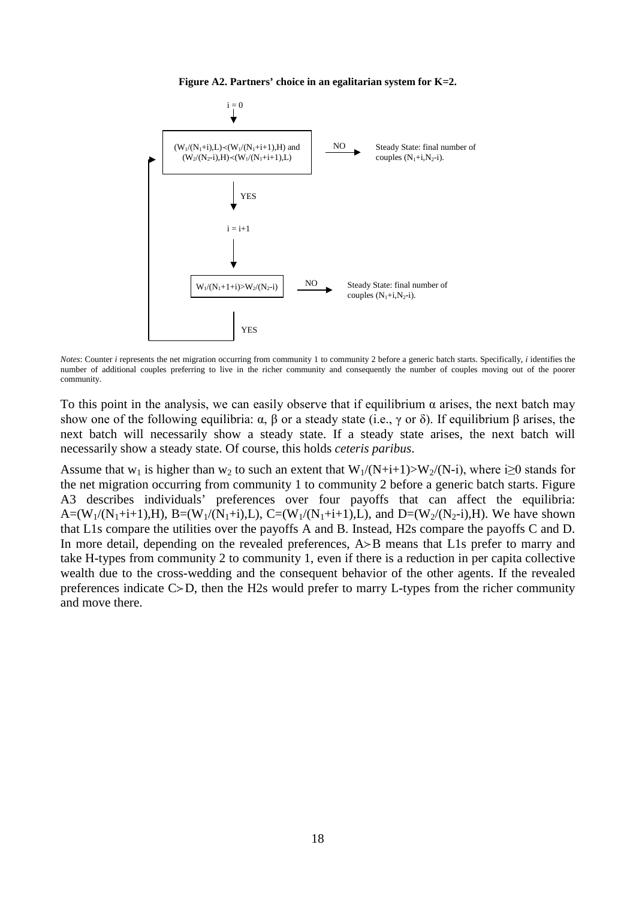**Figure A2. Partners' choice in an egalitarian system for K=2.**

```
i = 0
  |
  v
+--------------------------------------------------------------+
| (W1/(N1+i),L)<(W1/(N1+i+1),H) and                            |  --NO-->  Steady State: final number of
| (W2/(N2-i),H)<(W1/(N1+i+1),L)                                 |           couples (N1+i,N2-i).
+--------------------------------------------------------------+
  |
  YES
  v
i = i+1
  |
  v
+---------------------------+
| W1/(N1+1+i)>W2/(N2-i)     |  --NO-->  Steady State: final number of
+---------------------------+           couples (N1+i,N2-i).
  |
  YES --> (back to first box)
```

*Notes*: Counter *i* represents the net migration occurring from community 1 to community 2 before a generic batch starts. Specifically, *i* identifies the number of additional couples preferring to live in the richer community and consequently the number of couples moving out of the poorer community.

To this point in the analysis, we can easily observe that if equilibrium $\alpha$ arises, the next batch may show one of the following equilibria: $\alpha$, $\beta$ or a steady state (i.e., $\gamma$ or $\delta$). If equilibrium $\beta$ arises, the next batch will necessarily show a steady state. If a steady state arises, the next batch will necessarily show a steady state. Of course, this holds *ceteris paribus*.

Assume that $w_1$ is higher than $w_2$ to such an extent that $W_1/(N+i+1)>W_2/(N-i)$, where $i\geq 0$ stands for the net migration occurring from community 1 to community 2 before a generic batch starts. Figure A3 describes individuals' preferences over four payoffs that can affect the equilibria: $A=(W_1/(N_1+i+1),H)$, $B=(W_1/(N_1+i),L)$, $C=(W_1/(N_1+i+1),L)$, and $D=(W_2/(N_2-i),H)$. We have shown that L1s compare the utilities over the payoffs A and B. Instead, H2s compare the payoffs C and D. In more detail, depending on the revealed preferences, $A\succ B$ means that L1s prefer to marry and take H-types from community 2 to community 1, even if there is a reduction in per capita collective wealth due to the cross-wedding and the consequent behavior of the other agents. If the revealed preferences indicate $C\succ D$, then the H2s would prefer to marry L-types from the richer community and move there.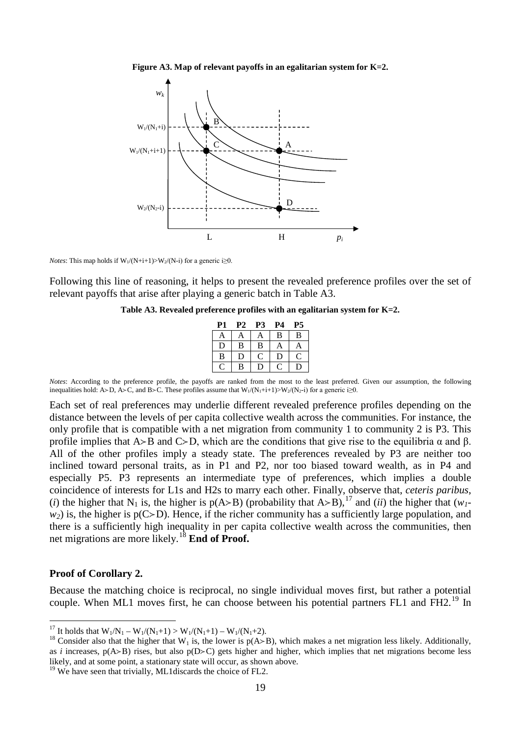**Figure A3. Map of relevant payoffs in an egalitarian system for K=2.**

*Notes*: This map holds if $W_1/(N+i+1) > W_2/(N-i)$ for a generic $i \geq 0$.

Following this line of reasoning, it helps to present the revealed preference profiles over the set of relevant payoffs that arise after playing a generic batch in Table A3.

**Table A3. Revealed preference profiles with an egalitarian system for K=2.**

| P1 | P2 | P3 | P4 | P5 |
|---|---|---|---|---|
| A | A | A | B | B |
| D | B | B | A | A |
| B | D | C | D | C |
| C | B | D | C | D |

*Notes*: According to the preference profile, the payoffs are ranked from the most to the least preferred. Given our assumption, the following inequalities hold: A≻D, A≻C, and B≻C. These profiles assume that $W_1/(N_1+i+1) > W_2/(N_2-i)$ for a generic $i \geq 0$.

Each set of real preferences may underlie different revealed preference profiles depending on the distance between the levels of per capita collective wealth across the communities. For instance, the only profile that is compatible with a net migration from community 1 to community 2 is P3. This profile implies that A≻B and C≻D, which are the conditions that give rise to the equilibria α and β. All of the other profiles imply a steady state. The preferences revealed by P3 are neither too inclined toward personal traits, as in P1 and P2, nor too biased toward wealth, as in P4 and especially P5. P3 represents an intermediate type of preferences, which implies a double coincidence of interests for L1s and H2s to marry each other. Finally, observe that, *ceteris paribus*, (*i*) the higher that $N_1$ is, the higher is p(A≻B) (probability that A≻B),[17] and (*ii*) the higher that ($w_1$-$w_2$) is, the higher is p(C≻D). Hence, if the richer community has a sufficiently large population, and there is a sufficiently high inequality in per capita collective wealth across the communities, then net migrations are more likely.[18] **End of Proof.**

**Proof of Corollary 2.**

Because the matching choice is reciprocal, no single individual moves first, but rather a potential couple. When ML1 moves first, he can choose between his potential partners FL1 and FH2.[19] In

---

[17] It holds that $W_1/N_1 - W_1/(N_1+1) > W_1/(N_1+1) - W_1/(N_1+2)$.

[18] Consider also that the higher that $W_1$ is, the lower is p(A≻B), which makes a net migration less likely. Additionally, as *i* increases, p(A≻B) rises, but also p(D≻C) gets higher and higher, which implies that net migrations become less likely, and at some point, a stationary state will occur, as shown above.

[19] We have seen that trivially, ML1discards the choice of FL2.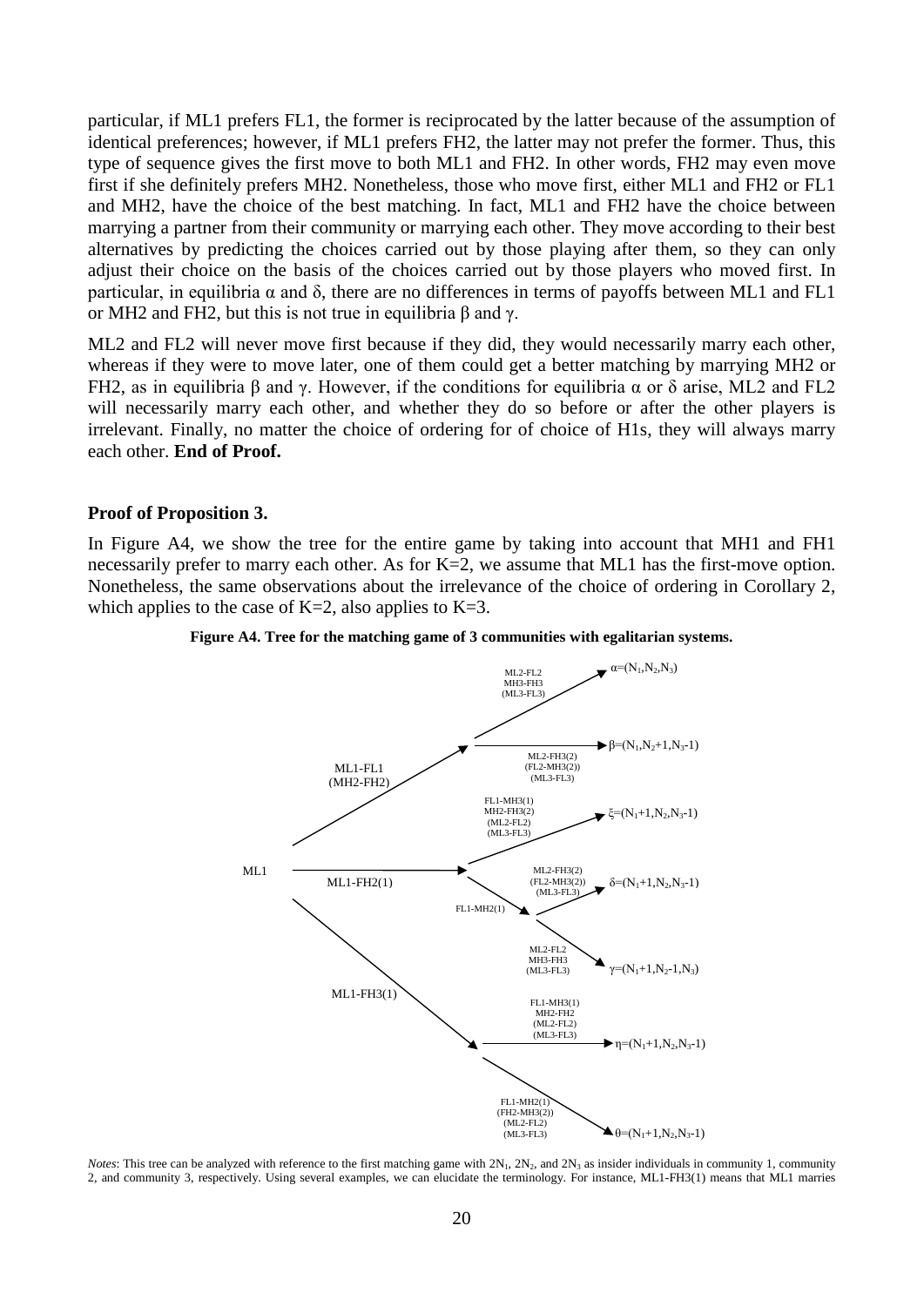particular, if ML1 prefers FL1, the former is reciprocated by the latter because of the assumption of identical preferences; however, if ML1 prefers FH2, the latter may not prefer the former. Thus, this type of sequence gives the first move to both ML1 and FH2. In other words, FH2 may even move first if she definitely prefers MH2. Nonetheless, those who move first, either ML1 and FH2 or FL1 and MH2, have the choice of the best matching. In fact, ML1 and FH2 have the choice between marrying a partner from their community or marrying each other. They move according to their best alternatives by predicting the choices carried out by those playing after them, so they can only adjust their choice on the basis of the choices carried out by those players who moved first. In particular, in equilibria α and δ, there are no differences in terms of payoffs between ML1 and FL1 or MH2 and FH2, but this is not true in equilibria β and γ.

ML2 and FL2 will never move first because if they did, they would necessarily marry each other, whereas if they were to move later, one of them could get a better matching by marrying MH2 or FH2, as in equilibria β and γ. However, if the conditions for equilibria α or δ arise, ML2 and FL2 will necessarily marry each other, and whether they do so before or after the other players is irrelevant. Finally, no matter the choice of ordering for of choice of H1s, they will always marry each other. **End of Proof.**

**Proof of Proposition 3.**

In Figure A4, we show the tree for the entire game by taking into account that MH1 and FH1 necessarily prefer to marry each other. As for K=2, we assume that ML1 has the first-move option. Nonetheless, the same observations about the irrelevance of the choice of ordering in Corollary 2, which applies to the case of K=2, also applies to K=3.

**Figure A4. Tree for the matching game of 3 communities with egalitarian systems.**

ML1
- ML1-FL1 (MH2-FH2)
  - ML2-FL2, MH3-FH3, (ML3-FL3) → $\alpha=(N_1,N_2,N_3)$
  - ML2-FH3(2), (FL2-MH3(2)), (ML3-FL3) → $\beta=(N_1,N_2+1,N_3-1)$
- ML1-FH2(1)
  - FL1-MH3(1), MH2-FH3(2), (ML2-FL2), (ML3-FL3) → $\xi=(N_1+1,N_2,N_3-1)$
  - FL1-MH2(1)
    - ML2-FH3(2), (FL2-MH3(2)), (ML3-FL3) → $\delta=(N_1+1,N_2,N_3-1)$
    - ML2-FL2, MH3-FH3, (ML3-FL3) → $\gamma=(N_1+1,N_2-1,N_3)$
- ML1-FH3(1)
  - FL1-MH3(1), MH2-FH2, (ML2-FL2), (ML3-FL3) → $\eta=(N_1+1,N_2,N_3-1)$
  - FL1-MH2(1), (FH2-MH3(2)), (ML2-FL2), (ML3-FL3) → $\theta=(N_1+1,N_2,N_3-1)$

*Notes*: This tree can be analyzed with reference to the first matching game with $2N_1$, $2N_2$, and $2N_3$ as insider individuals in community 1, community 2, and community 3, respectively. Using several examples, we can elucidate the terminology. For instance, ML1-FH3(1) means that ML1 marries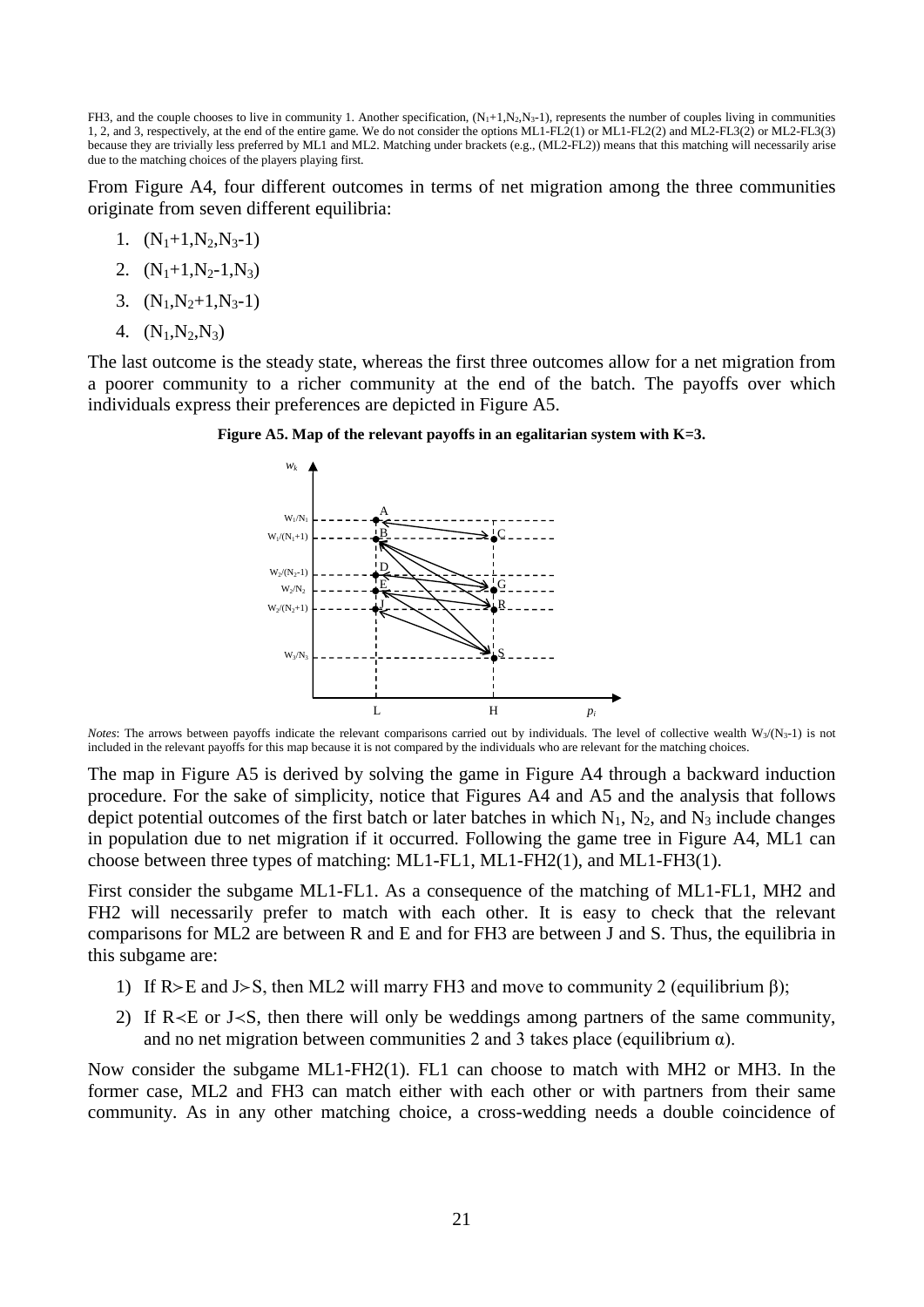FH3, and the couple chooses to live in community 1. Another specification, $(N_1+1,N_2,N_3-1)$, represents the number of couples living in communities 1, 2, and 3, respectively, at the end of the entire game. We do not consider the options ML1-FL2(1) or ML1-FL2(2) and ML2-FL3(2) or ML2-FL3(3) because they are trivially less preferred by ML1 and ML2. Matching under brackets (e.g., (ML2-FL2)) means that this matching will necessarily arise due to the matching choices of the players playing first.

From Figure A4, four different outcomes in terms of net migration among the three communities originate from seven different equilibria:

1. $(N_1+1,N_2,N_3-1)$
2. $(N_1+1,N_2-1,N_3)$
3. $(N_1,N_2+1,N_3-1)$
4. $(N_1,N_2,N_3)$

The last outcome is the steady state, whereas the first three outcomes allow for a net migration from a poorer community to a richer community at the end of the batch. The payoffs over which individuals express their preferences are depicted in Figure A5.

**Figure A5. Map of the relevant payoffs in an egalitarian system with K=3.**

*Notes*: The arrows between payoffs indicate the relevant comparisons carried out by individuals. The level of collective wealth $W_3/(N_3-1)$ is not included in the relevant payoffs for this map because it is not compared by the individuals who are relevant for the matching choices.

The map in Figure A5 is derived by solving the game in Figure A4 through a backward induction procedure. For the sake of simplicity, notice that Figures A4 and A5 and the analysis that follows depict potential outcomes of the first batch or later batches in which $N_1$, $N_2$, and $N_3$ include changes in population due to net migration if it occurred. Following the game tree in Figure A4, ML1 can choose between three types of matching: ML1-FL1, ML1-FH2(1), and ML1-FH3(1).

First consider the subgame ML1-FL1. As a consequence of the matching of ML1-FL1, MH2 and FH2 will necessarily prefer to match with each other. It is easy to check that the relevant comparisons for ML2 are between R and E and for FH3 are between J and S. Thus, the equilibria in this subgame are:

1) If $R \succ E$ and $J \succ S$, then ML2 will marry FH3 and move to community 2 (equilibrium $\beta$);
2) If $R \prec E$ or $J \prec S$, then there will only be weddings among partners of the same community, and no net migration between communities 2 and 3 takes place (equilibrium $\alpha$).

Now consider the subgame ML1-FH2(1). FL1 can choose to match with MH2 or MH3. In the former case, ML2 and FH3 can match either with each other or with partners from their same community. As in any other matching choice, a cross-wedding needs a double coincidence of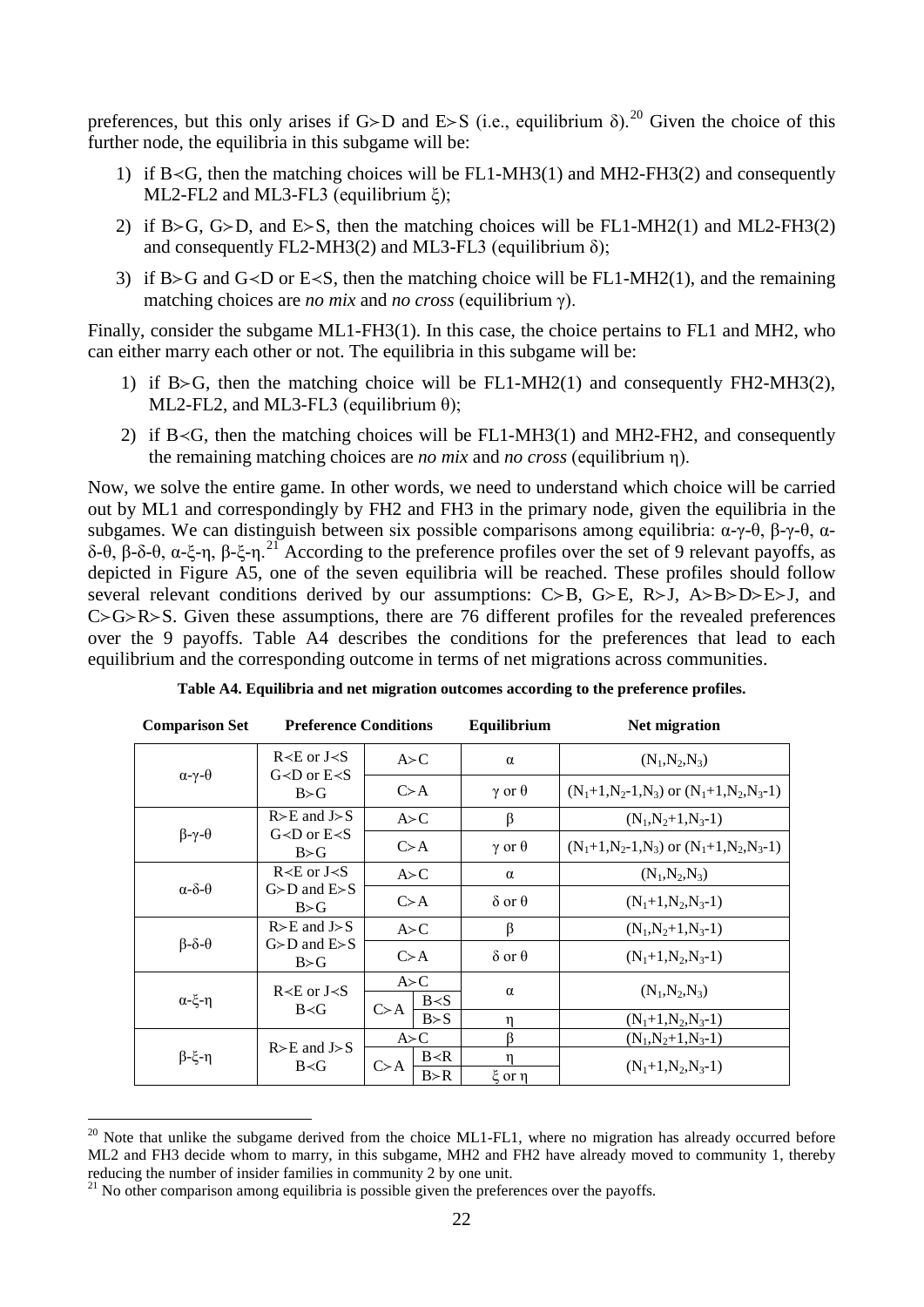preferences, but this only arises if G≻D and E≻S (i.e., equilibrium δ).[20] Given the choice of this further node, the equilibria in this subgame will be:

1) if B≺G, then the matching choices will be FL1-MH3(1) and MH2-FH3(2) and consequently ML2-FL2 and ML3-FL3 (equilibrium ξ);
2) if B≻G, G≻D, and E≻S, then the matching choices will be FL1-MH2(1) and ML2-FH3(2) and consequently FL2-MH3(2) and ML3-FL3 (equilibrium δ);
3) if B≻G and G≺D or E≺S, then the matching choice will be FL1-MH2(1), and the remaining matching choices are *no mix* and *no cross* (equilibrium γ).

Finally, consider the subgame ML1-FH3(1). In this case, the choice pertains to FL1 and MH2, who can either marry each other or not. The equilibria in this subgame will be:

1) if B≻G, then the matching choice will be FL1-MH2(1) and consequently FH2-MH3(2), ML2-FL2, and ML3-FL3 (equilibrium θ);
2) if B≺G, then the matching choices will be FL1-MH3(1) and MH2-FH2, and consequently the remaining matching choices are *no mix* and *no cross* (equilibrium η).

Now, we solve the entire game. In other words, we need to understand which choice will be carried out by ML1 and correspondingly by FH2 and FH3 in the primary node, given the equilibria in the subgames. We can distinguish between six possible comparisons among equilibria: α-γ-θ, β-γ-θ, α-δ-θ, β-δ-θ, α-ξ-η, β-ξ-η.[21] According to the preference profiles over the set of 9 relevant payoffs, as depicted in Figure A5, one of the seven equilibria will be reached. These profiles should follow several relevant conditions derived by our assumptions: C≻B, G≻E, R≻J, A≻B≻D≻E≻J, and C≻G≻R≻S. Given these assumptions, there are 76 different profiles for the revealed preferences over the 9 payoffs. Table A4 describes the conditions for the preferences that lead to each equilibrium and the corresponding outcome in terms of net migrations across communities.

**Table A4. Equilibria and net migration outcomes according to the preference profiles.**

| Comparison Set | Preference Conditions | | | Equilibrium | Net migration |
|---|---|---|---|---|---|
| α-γ-θ | R≺E or J≺S<br>G≺D or E≺S<br>B≻G | A≻C | | α | $(N_1,N_2,N_3)$ |
| | | C≻A | | γ or θ | $(N_1+1,N_2-1,N_3)$ or $(N_1+1,N_2,N_3-1)$ |
| β-γ-θ | R≻E and J≻S<br>G≺D or E≺S<br>B≻G | A≻C | | β | $(N_1,N_2+1,N_3-1)$ |
| | | C≻A | | γ or θ | $(N_1+1,N_2-1,N_3)$ or $(N_1+1,N_2,N_3-1)$ |
| α-δ-θ | R≺E or J≺S<br>G≻D and E≻S<br>B≻G | A≻C | | α | $(N_1,N_2,N_3)$ |
| | | C≻A | | δ or θ | $(N_1+1,N_2,N_3-1)$ |
| β-δ-θ | R≻E and J≻S<br>G≻D and E≻S<br>B≻G | A≻C | | β | $(N_1,N_2+1,N_3-1)$ |
| | | C≻A | | δ or θ | $(N_1+1,N_2,N_3-1)$ |
| α-ξ-η | R≺E or J≺S<br>B≺G | A≻C | | α | $(N_1,N_2,N_3)$ |
| | | C≻A | B≺S | α | $(N_1,N_2,N_3)$ |
| | | | B≻S | η | $(N_1+1,N_2,N_3-1)$ |
| β-ξ-η | R≻E and J≻S<br>B≺G | A≻C | | β | $(N_1,N_2+1,N_3-1)$ |
| | | C≻A | B≺R | η | $(N_1+1,N_2,N_3-1)$ |
| | | | B≻R | ξ or η | $(N_1+1,N_2,N_3-1)$ |

[20] Note that unlike the subgame derived from the choice ML1-FL1, where no migration has already occurred before ML2 and FH3 decide whom to marry, in this subgame, MH2 and FH2 have already moved to community 1, thereby reducing the number of insider families in community 2 by one unit.

[21] No other comparison among equilibria is possible given the preferences over the payoffs.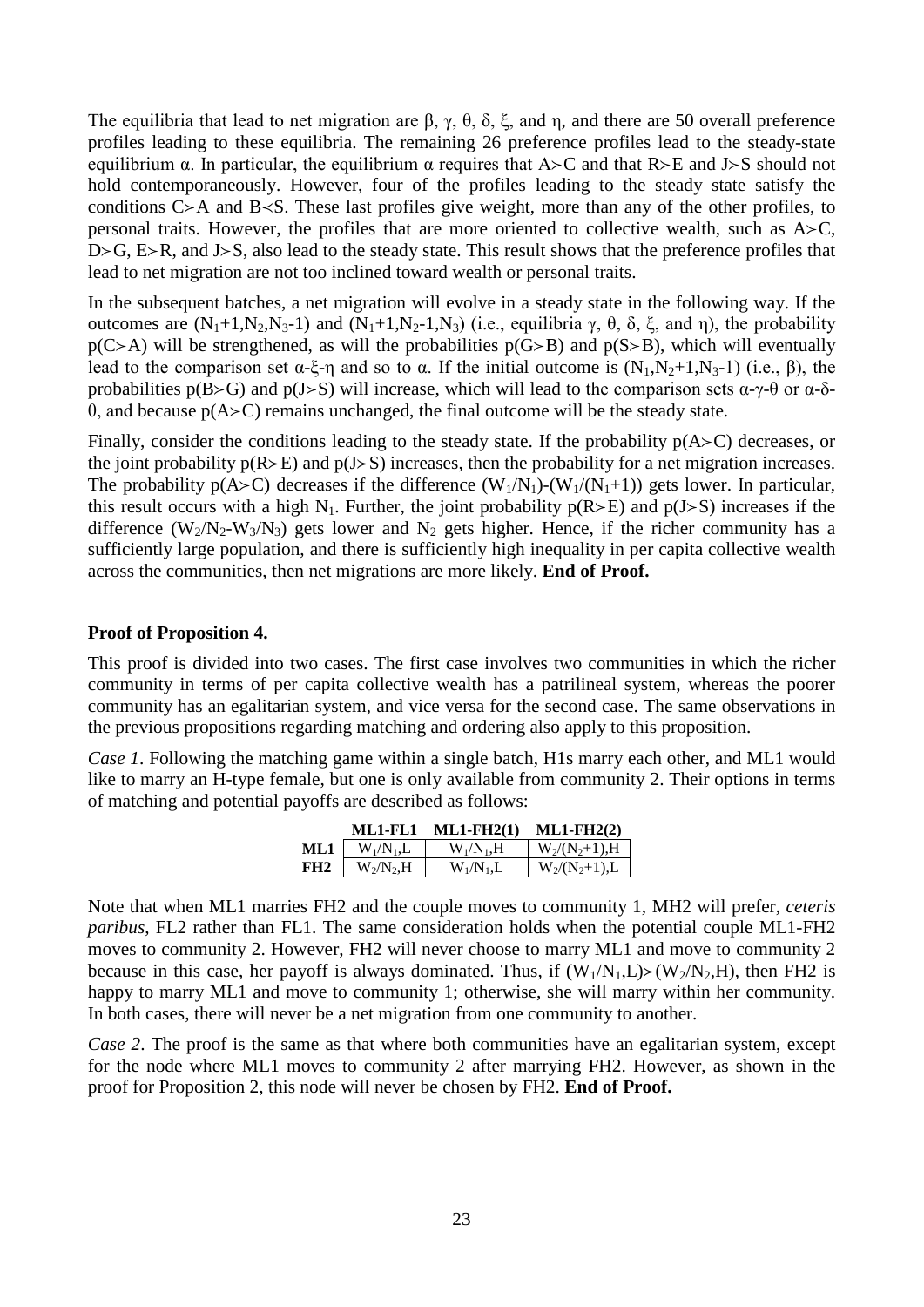The equilibria that lead to net migration are β, γ, θ, δ, ξ, and η, and there are 50 overall preference profiles leading to these equilibria. The remaining 26 preference profiles lead to the steady-state equilibrium α. In particular, the equilibrium α requires that $A \succ C$ and that $R \succ E$ and $J \succ S$ should not hold contemporaneously. However, four of the profiles leading to the steady state satisfy the conditions $C \succ A$ and $B \prec S$. These last profiles give weight, more than any of the other profiles, to personal traits. However, the profiles that are more oriented to collective wealth, such as $A \succ C$, $D \succ G$, $E \succ R$, and $J \succ S$, also lead to the steady state. This result shows that the preference profiles that lead to net migration are not too inclined toward wealth or personal traits.

In the subsequent batches, a net migration will evolve in a steady state in the following way. If the outcomes are $(N_1+1, N_2, N_3-1)$ and $(N_1+1, N_2-1, N_3)$ (i.e., equilibria γ, θ, δ, ξ, and η), the probability $p(C \succ A)$ will be strengthened, as will the probabilities $p(G \succ B)$ and $p(S \succ B)$, which will eventually lead to the comparison set α-ξ-η and so to α. If the initial outcome is $(N_1, N_2+1, N_3-1)$ (i.e., β), the probabilities $p(B \succ G)$ and $p(J \succ S)$ will increase, which will lead to the comparison sets α-γ-θ or α-δ-θ, and because $p(A \succ C)$ remains unchanged, the final outcome will be the steady state.

Finally, consider the conditions leading to the steady state. If the probability $p(A \succ C)$ decreases, or the joint probability $p(R \succ E)$ and $p(J \succ S)$ increases, then the probability for a net migration increases. The probability $p(A \succ C)$ decreases if the difference $(W_1/N_1)-(W_1/(N_1+1))$ gets lower. In particular, this result occurs with a high $N_1$. Further, the joint probability $p(R \succ E)$ and $p(J \succ S)$ increases if the difference $(W_2/N_2-W_3/N_3)$ gets lower and $N_2$ gets higher. Hence, if the richer community has a sufficiently large population, and there is sufficiently high inequality in per capita collective wealth across the communities, then net migrations are more likely. **End of Proof.**

**Proof of Proposition 4.**

This proof is divided into two cases. The first case involves two communities in which the richer community in terms of per capita collective wealth has a patrilineal system, whereas the poorer community has an egalitarian system, and vice versa for the second case. The same observations in the previous propositions regarding matching and ordering also apply to this proposition.

*Case 1*. Following the matching game within a single batch, H1s marry each other, and ML1 would like to marry an H-type female, but one is only available from community 2. Their options in terms of matching and potential payoffs are described as follows:

| | **ML1-FL1** | **ML1-FH2(1)** | **ML1-FH2(2)** |
|---|---|---|---|
| **ML1** | $W_1/N_1$,L | $W_1/N_1$,H | $W_2/(N_2+1)$,H |
| **FH2** | $W_2/N_2$,H | $W_1/N_1$,L | $W_2/(N_2+1)$,L |

Note that when ML1 marries FH2 and the couple moves to community 1, MH2 will prefer, *ceteris paribus*, FL2 rather than FL1. The same consideration holds when the potential couple ML1-FH2 moves to community 2. However, FH2 will never choose to marry ML1 and move to community 2 because in this case, her payoff is always dominated. Thus, if $(W_1/N_1, L) \succ (W_2/N_2, H)$, then FH2 is happy to marry ML1 and move to community 1; otherwise, she will marry within her community. In both cases, there will never be a net migration from one community to another.

*Case 2*. The proof is the same as that where both communities have an egalitarian system, except for the node where ML1 moves to community 2 after marrying FH2. However, as shown in the proof for Proposition 2, this node will never be chosen by FH2. **End of Proof.**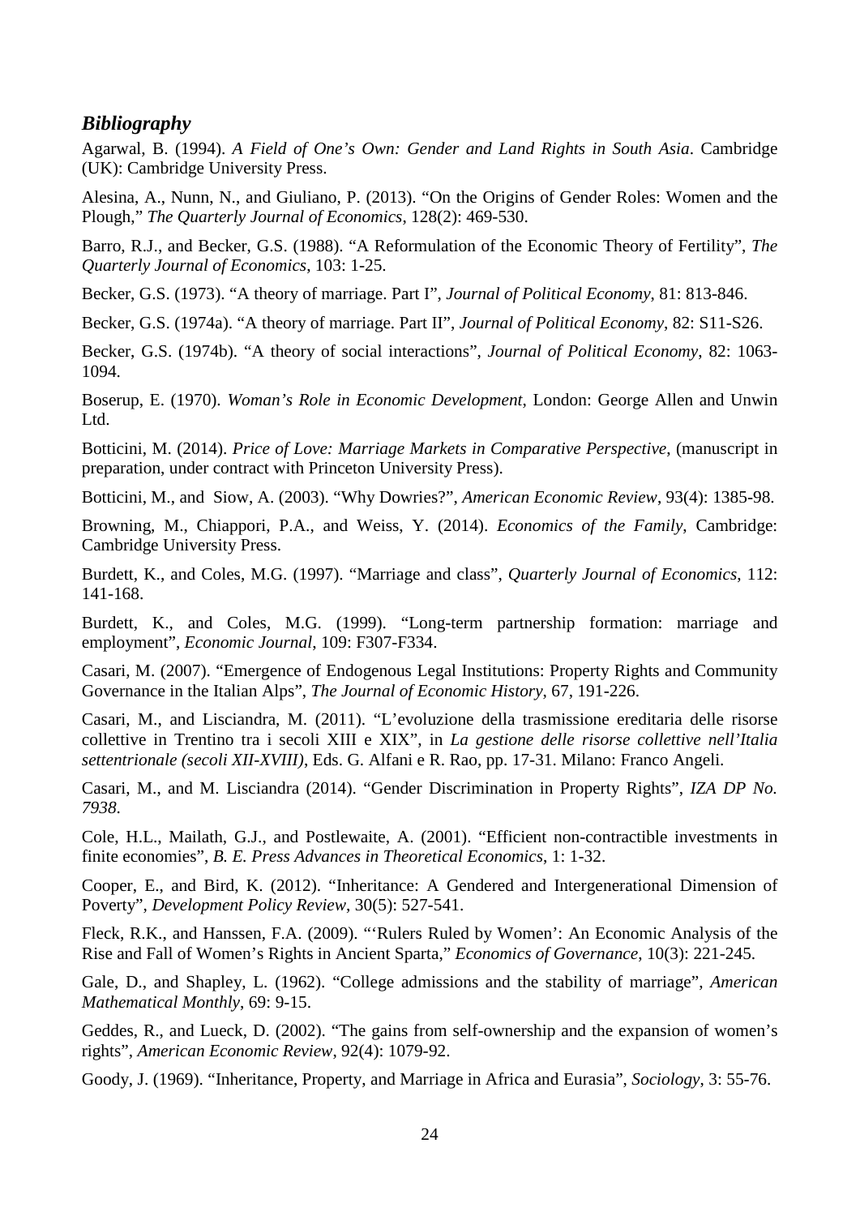### *Bibliography*

Agarwal, B. (1994). *A Field of One's Own: Gender and Land Rights in South Asia*. Cambridge (UK): Cambridge University Press.

Alesina, A., Nunn, N., and Giuliano, P. (2013). "On the Origins of Gender Roles: Women and the Plough," *The Quarterly Journal of Economics*, 128(2): 469-530.

Barro, R.J., and Becker, G.S. (1988). "A Reformulation of the Economic Theory of Fertility", *The Quarterly Journal of Economics*, 103: 1-25.

Becker, G.S. (1973). "A theory of marriage. Part I", *Journal of Political Economy*, 81: 813-846.

Becker, G.S. (1974a). "A theory of marriage. Part II", *Journal of Political Economy*, 82: S11-S26.

Becker, G.S. (1974b). "A theory of social interactions", *Journal of Political Economy*, 82: 1063-1094.

Boserup, E. (1970). *Woman's Role in Economic Development*, London: George Allen and Unwin Ltd.

Botticini, M. (2014). *Price of Love: Marriage Markets in Comparative Perspective*, (manuscript in preparation, under contract with Princeton University Press).

Botticini, M., and Siow, A. (2003). "Why Dowries?", *American Economic Review*, 93(4): 1385-98.

Browning, M., Chiappori, P.A., and Weiss, Y. (2014). *Economics of the Family*, Cambridge: Cambridge University Press.

Burdett, K., and Coles, M.G. (1997). "Marriage and class", *Quarterly Journal of Economics*, 112: 141-168.

Burdett, K., and Coles, M.G. (1999). "Long-term partnership formation: marriage and employment", *Economic Journal*, 109: F307-F334.

Casari, M. (2007). "Emergence of Endogenous Legal Institutions: Property Rights and Community Governance in the Italian Alps", *The Journal of Economic History*, 67, 191-226.

Casari, M., and Lisciandra, M. (2011). "L'evoluzione della trasmissione ereditaria delle risorse collettive in Trentino tra i secoli XIII e XIX", in *La gestione delle risorse collettive nell'Italia settentrionale (secoli XII-XVIII)*, Eds. G. Alfani e R. Rao, pp. 17-31. Milano: Franco Angeli.

Casari, M., and M. Lisciandra (2014). "Gender Discrimination in Property Rights", *IZA DP No. 7938*.

Cole, H.L., Mailath, G.J., and Postlewaite, A. (2001). "Efficient non-contractible investments in finite economies", *B. E. Press Advances in Theoretical Economics*, 1: 1-32.

Cooper, E., and Bird, K. (2012). "Inheritance: A Gendered and Intergenerational Dimension of Poverty", *Development Policy Review*, 30(5): 527-541.

Fleck, R.K., and Hanssen, F.A. (2009). "'Rulers Ruled by Women': An Economic Analysis of the Rise and Fall of Women's Rights in Ancient Sparta," *Economics of Governance*, 10(3): 221-245.

Gale, D., and Shapley, L. (1962). "College admissions and the stability of marriage", *American Mathematical Monthly*, 69: 9-15.

Geddes, R., and Lueck, D. (2002). "The gains from self-ownership and the expansion of women's rights", *American Economic Review*, 92(4): 1079-92.

Goody, J. (1969). "Inheritance, Property, and Marriage in Africa and Eurasia", *Sociology*, 3: 55-76.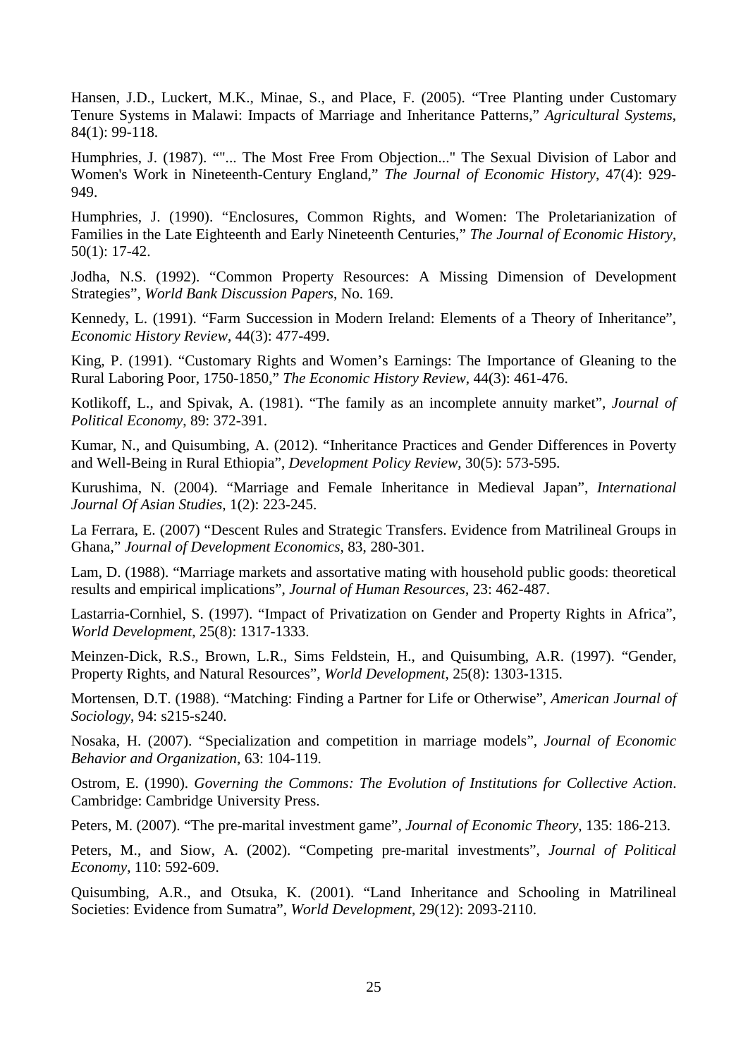Hansen, J.D., Luckert, M.K., Minae, S., and Place, F. (2005). "Tree Planting under Customary Tenure Systems in Malawi: Impacts of Marriage and Inheritance Patterns," *Agricultural Systems*, 84(1): 99-118.

Humphries, J. (1987). ""... The Most Free From Objection..." The Sexual Division of Labor and Women's Work in Nineteenth-Century England," *The Journal of Economic History*, 47(4): 929-949.

Humphries, J. (1990). "Enclosures, Common Rights, and Women: The Proletarianization of Families in the Late Eighteenth and Early Nineteenth Centuries," *The Journal of Economic History*, 50(1): 17-42.

Jodha, N.S. (1992). "Common Property Resources: A Missing Dimension of Development Strategies", *World Bank Discussion Papers*, No. 169.

Kennedy, L. (1991). "Farm Succession in Modern Ireland: Elements of a Theory of Inheritance", *Economic History Review*, 44(3): 477-499.

King, P. (1991). "Customary Rights and Women's Earnings: The Importance of Gleaning to the Rural Laboring Poor, 1750-1850," *The Economic History Review*, 44(3): 461-476.

Kotlikoff, L., and Spivak, A. (1981). "The family as an incomplete annuity market", *Journal of Political Economy*, 89: 372-391.

Kumar, N., and Quisumbing, A. (2012). "Inheritance Practices and Gender Differences in Poverty and Well-Being in Rural Ethiopia", *Development Policy Review*, 30(5): 573-595.

Kurushima, N. (2004). "Marriage and Female Inheritance in Medieval Japan", *International Journal Of Asian Studies*, 1(2): 223-245.

La Ferrara, E. (2007) "Descent Rules and Strategic Transfers. Evidence from Matrilineal Groups in Ghana," *Journal of Development Economics*, 83, 280-301.

Lam, D. (1988). "Marriage markets and assortative mating with household public goods: theoretical results and empirical implications", *Journal of Human Resources*, 23: 462-487.

Lastarria-Cornhiel, S. (1997). "Impact of Privatization on Gender and Property Rights in Africa", *World Development*, 25(8): 1317-1333.

Meinzen-Dick, R.S., Brown, L.R., Sims Feldstein, H., and Quisumbing, A.R. (1997). "Gender, Property Rights, and Natural Resources", *World Development*, 25(8): 1303-1315.

Mortensen, D.T. (1988). "Matching: Finding a Partner for Life or Otherwise", *American Journal of Sociology*, 94: s215-s240.

Nosaka, H. (2007). "Specialization and competition in marriage models", *Journal of Economic Behavior and Organization*, 63: 104-119.

Ostrom, E. (1990). *Governing the Commons: The Evolution of Institutions for Collective Action*. Cambridge: Cambridge University Press.

Peters, M. (2007). "The pre-marital investment game", *Journal of Economic Theory*, 135: 186-213.

Peters, M., and Siow, A. (2002). "Competing pre-marital investments", *Journal of Political Economy*, 110: 592-609.

Quisumbing, A.R., and Otsuka, K. (2001). "Land Inheritance and Schooling in Matrilineal Societies: Evidence from Sumatra", *World Development*, 29(12): 2093-2110.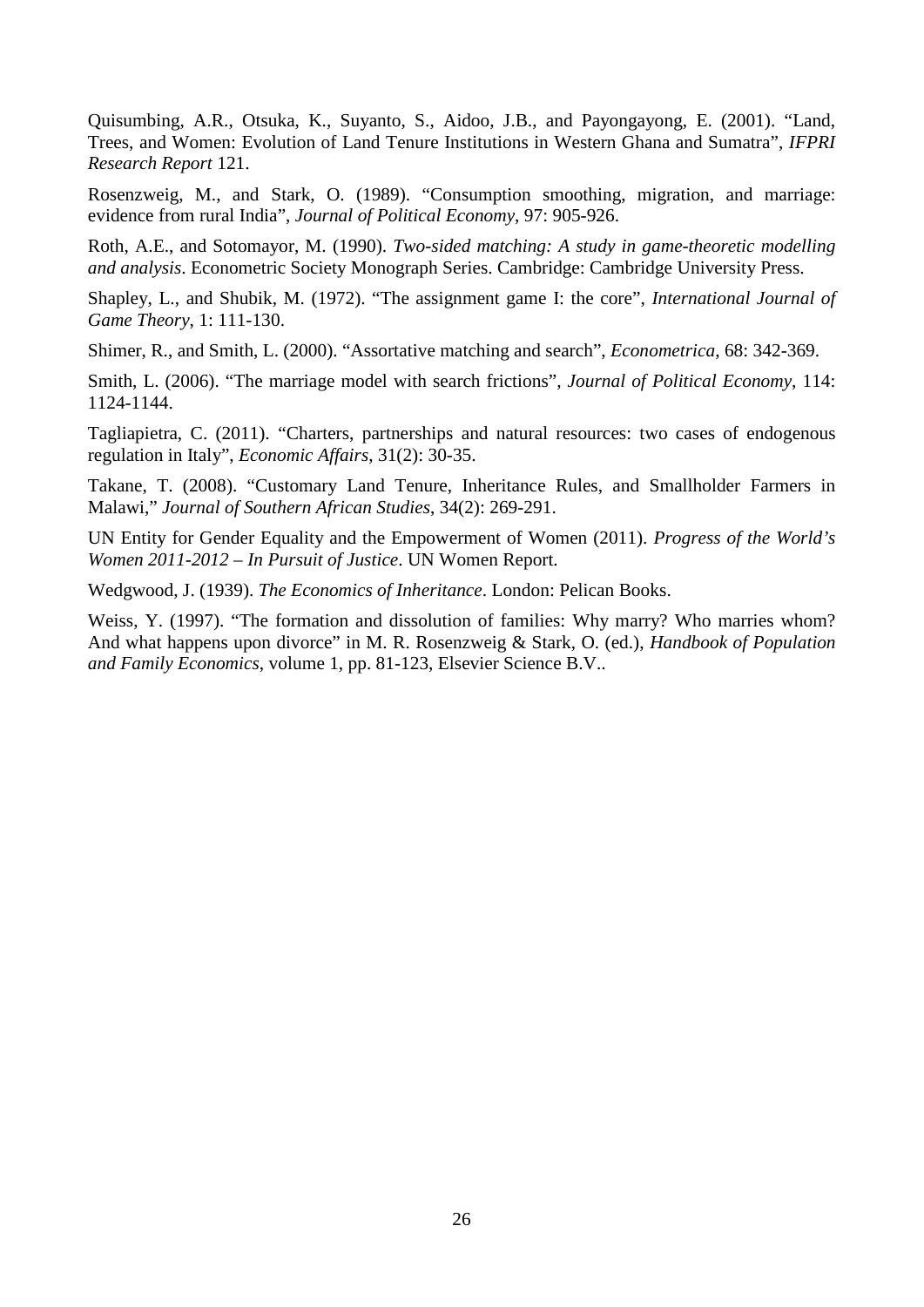Quisumbing, A.R., Otsuka, K., Suyanto, S., Aidoo, J.B., and Payongayong, E. (2001). "Land, Trees, and Women: Evolution of Land Tenure Institutions in Western Ghana and Sumatra", *IFPRI Research Report* 121.

Rosenzweig, M., and Stark, O. (1989). "Consumption smoothing, migration, and marriage: evidence from rural India", *Journal of Political Economy*, 97: 905-926.

Roth, A.E., and Sotomayor, M. (1990). *Two-sided matching: A study in game-theoretic modelling and analysis*. Econometric Society Monograph Series. Cambridge: Cambridge University Press.

Shapley, L., and Shubik, M. (1972). "The assignment game I: the core", *International Journal of Game Theory*, 1: 111-130.

Shimer, R., and Smith, L. (2000). "Assortative matching and search", *Econometrica*, 68: 342-369.

Smith, L. (2006). "The marriage model with search frictions", *Journal of Political Economy*, 114: 1124-1144.

Tagliapietra, C. (2011). "Charters, partnerships and natural resources: two cases of endogenous regulation in Italy", *Economic Affairs*, 31(2): 30-35.

Takane, T. (2008). "Customary Land Tenure, Inheritance Rules, and Smallholder Farmers in Malawi," *Journal of Southern African Studies*, 34(2): 269-291.

UN Entity for Gender Equality and the Empowerment of Women (2011). *Progress of the World's Women 2011-2012 – In Pursuit of Justice*. UN Women Report.

Wedgwood, J. (1939). *The Economics of Inheritance*. London: Pelican Books.

Weiss, Y. (1997). "The formation and dissolution of families: Why marry? Who marries whom? And what happens upon divorce" in M. R. Rosenzweig & Stark, O. (ed.), *Handbook of Population and Family Economics*, volume 1, pp. 81-123, Elsevier Science B.V..